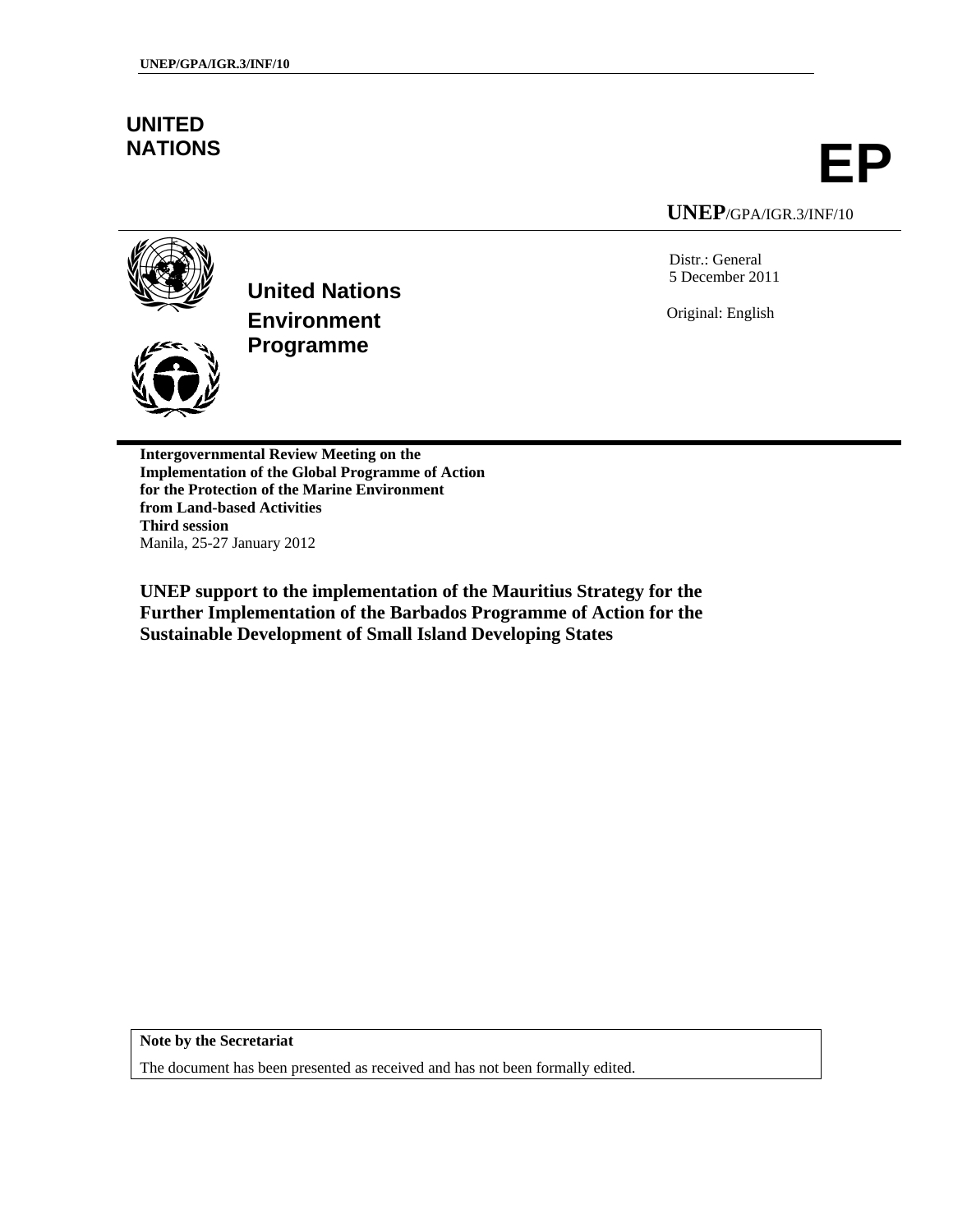**UNITED NATIONS**

# EP

**UNEP**/GPA/IGR.3/INF/10

**United Nations Environment Programme**

Distr.: General
5 December 2011

Original: English

**Intergovernmental Review Meeting on the Implementation of the Global Programme of Action for the Protection of the Marine Environment from Land-based Activities**
**Third session**
Manila, 25-27 January 2012

## UNEP support to the implementation of the Mauritius Strategy for the Further Implementation of the Barbados Programme of Action for the Sustainable Development of Small Island Developing States

**Note by the Secretariat**

The document has been presented as received and has not been formally edited.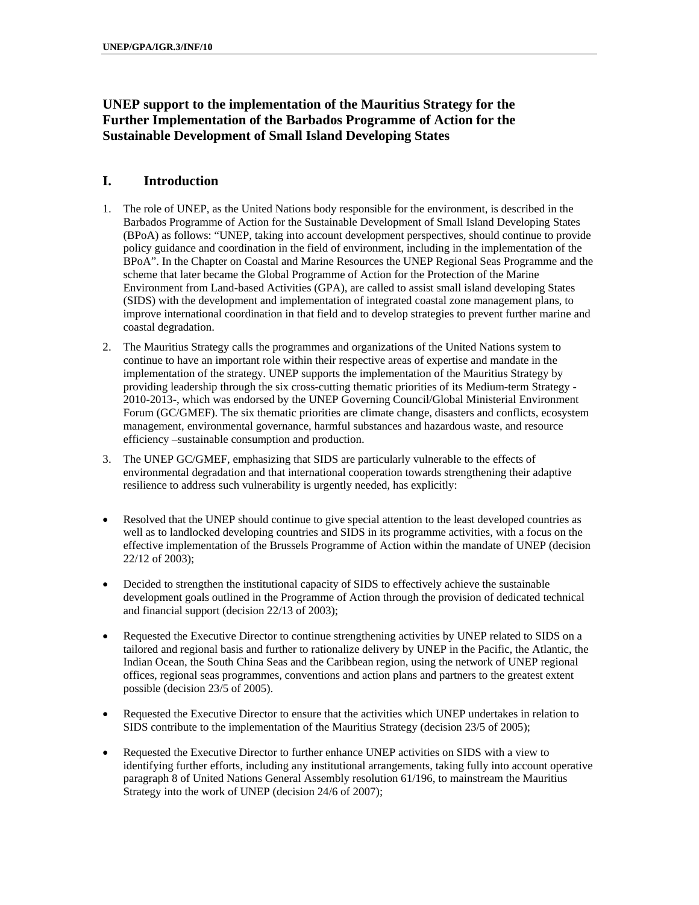## UNEP support to the implementation of the Mauritius Strategy for the Further Implementation of the Barbados Programme of Action for the Sustainable Development of Small Island Developing States

## I. Introduction

1. The role of UNEP, as the United Nations body responsible for the environment, is described in the Barbados Programme of Action for the Sustainable Development of Small Island Developing States (BPoA) as follows: "UNEP, taking into account development perspectives, should continue to provide policy guidance and coordination in the field of environment, including in the implementation of the BPoA". In the Chapter on Coastal and Marine Resources the UNEP Regional Seas Programme and the scheme that later became the Global Programme of Action for the Protection of the Marine Environment from Land-based Activities (GPA), are called to assist small island developing States (SIDS) with the development and implementation of integrated coastal zone management plans, to improve international coordination in that field and to develop strategies to prevent further marine and coastal degradation.

2. The Mauritius Strategy calls the programmes and organizations of the United Nations system to continue to have an important role within their respective areas of expertise and mandate in the implementation of the strategy. UNEP supports the implementation of the Mauritius Strategy by providing leadership through the six cross-cutting thematic priorities of its Medium-term Strategy -2010-2013-, which was endorsed by the UNEP Governing Council/Global Ministerial Environment Forum (GC/GMEF). The six thematic priorities are climate change, disasters and conflicts, ecosystem management, environmental governance, harmful substances and hazardous waste, and resource efficiency –sustainable consumption and production.

3. The UNEP GC/GMEF, emphasizing that SIDS are particularly vulnerable to the effects of environmental degradation and that international cooperation towards strengthening their adaptive resilience to address such vulnerability is urgently needed, has explicitly:

- Resolved that the UNEP should continue to give special attention to the least developed countries as well as to landlocked developing countries and SIDS in its programme activities, with a focus on the effective implementation of the Brussels Programme of Action within the mandate of UNEP (decision 22/12 of 2003);

- Decided to strengthen the institutional capacity of SIDS to effectively achieve the sustainable development goals outlined in the Programme of Action through the provision of dedicated technical and financial support (decision 22/13 of 2003);

- Requested the Executive Director to continue strengthening activities by UNEP related to SIDS on a tailored and regional basis and further to rationalize delivery by UNEP in the Pacific, the Atlantic, the Indian Ocean, the South China Seas and the Caribbean region, using the network of UNEP regional offices, regional seas programmes, conventions and action plans and partners to the greatest extent possible (decision 23/5 of 2005).

- Requested the Executive Director to ensure that the activities which UNEP undertakes in relation to SIDS contribute to the implementation of the Mauritius Strategy (decision 23/5 of 2005);

- Requested the Executive Director to further enhance UNEP activities on SIDS with a view to identifying further efforts, including any institutional arrangements, taking fully into account operative paragraph 8 of United Nations General Assembly resolution 61/196, to mainstream the Mauritius Strategy into the work of UNEP (decision 24/6 of 2007);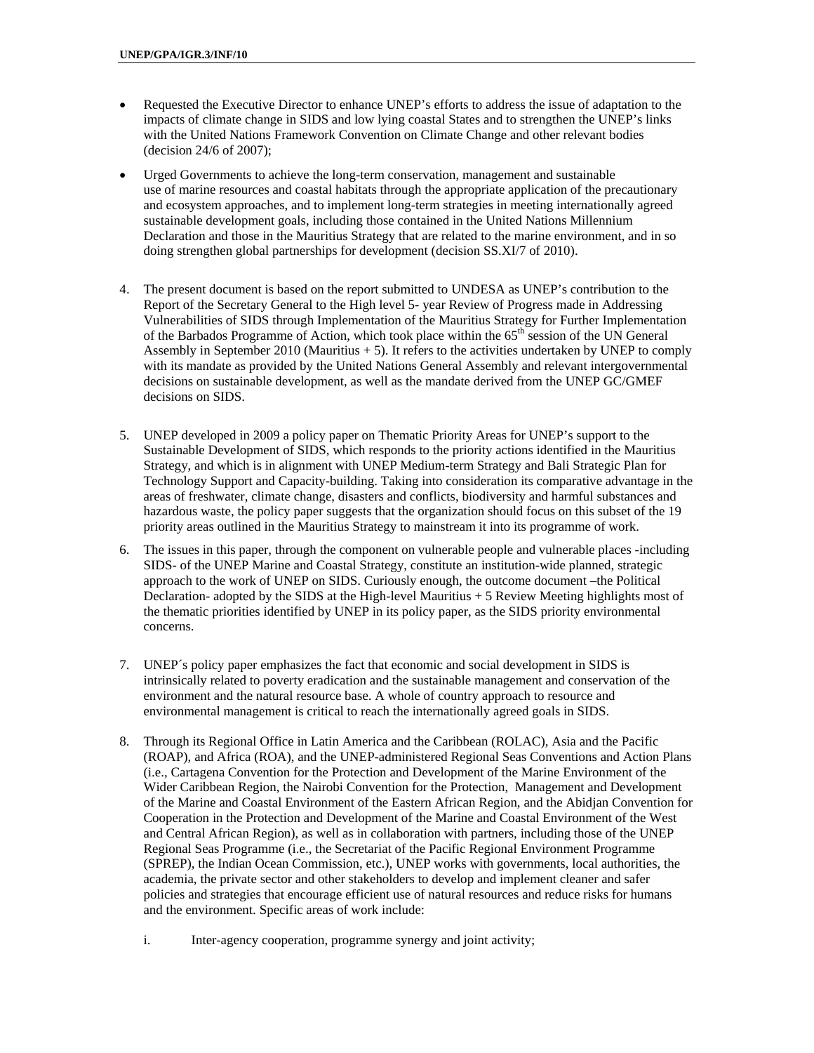- Requested the Executive Director to enhance UNEP's efforts to address the issue of adaptation to the impacts of climate change in SIDS and low lying coastal States and to strengthen the UNEP's links with the United Nations Framework Convention on Climate Change and other relevant bodies (decision 24/6 of 2007);

- Urged Governments to achieve the long-term conservation, management and sustainable use of marine resources and coastal habitats through the appropriate application of the precautionary and ecosystem approaches, and to implement long-term strategies in meeting internationally agreed sustainable development goals, including those contained in the United Nations Millennium Declaration and those in the Mauritius Strategy that are related to the marine environment, and in so doing strengthen global partnerships for development (decision SS.XI/7 of 2010).

4. The present document is based on the report submitted to UNDESA as UNEP's contribution to the Report of the Secretary General to the High level 5- year Review of Progress made in Addressing Vulnerabilities of SIDS through Implementation of the Mauritius Strategy for Further Implementation of the Barbados Programme of Action, which took place within the 65th session of the UN General Assembly in September 2010 (Mauritius + 5). It refers to the activities undertaken by UNEP to comply with its mandate as provided by the United Nations General Assembly and relevant intergovernmental decisions on sustainable development, as well as the mandate derived from the UNEP GC/GMEF decisions on SIDS.

5. UNEP developed in 2009 a policy paper on Thematic Priority Areas for UNEP's support to the Sustainable Development of SIDS, which responds to the priority actions identified in the Mauritius Strategy, and which is in alignment with UNEP Medium-term Strategy and Bali Strategic Plan for Technology Support and Capacity-building. Taking into consideration its comparative advantage in the areas of freshwater, climate change, disasters and conflicts, biodiversity and harmful substances and hazardous waste, the policy paper suggests that the organization should focus on this subset of the 19 priority areas outlined in the Mauritius Strategy to mainstream it into its programme of work.

6. The issues in this paper, through the component on vulnerable people and vulnerable places -including SIDS- of the UNEP Marine and Coastal Strategy, constitute an institution-wide planned, strategic approach to the work of UNEP on SIDS. Curiously enough, the outcome document –the Political Declaration- adopted by the SIDS at the High-level Mauritius + 5 Review Meeting highlights most of the thematic priorities identified by UNEP in its policy paper, as the SIDS priority environmental concerns.

7. UNEP´s policy paper emphasizes the fact that economic and social development in SIDS is intrinsically related to poverty eradication and the sustainable management and conservation of the environment and the natural resource base. A whole of country approach to resource and environmental management is critical to reach the internationally agreed goals in SIDS.

8. Through its Regional Office in Latin America and the Caribbean (ROLAC), Asia and the Pacific (ROAP), and Africa (ROA), and the UNEP-administered Regional Seas Conventions and Action Plans (i.e., Cartagena Convention for the Protection and Development of the Marine Environment of the Wider Caribbean Region, the Nairobi Convention for the Protection, Management and Development of the Marine and Coastal Environment of the Eastern African Region, and the Abidjan Convention for Cooperation in the Protection and Development of the Marine and Coastal Environment of the West and Central African Region), as well as in collaboration with partners, including those of the UNEP Regional Seas Programme (i.e., the Secretariat of the Pacific Regional Environment Programme (SPREP), the Indian Ocean Commission, etc.), UNEP works with governments, local authorities, the academia, the private sector and other stakeholders to develop and implement cleaner and safer policies and strategies that encourage efficient use of natural resources and reduce risks for humans and the environment. Specific areas of work include:

   i. Inter-agency cooperation, programme synergy and joint activity;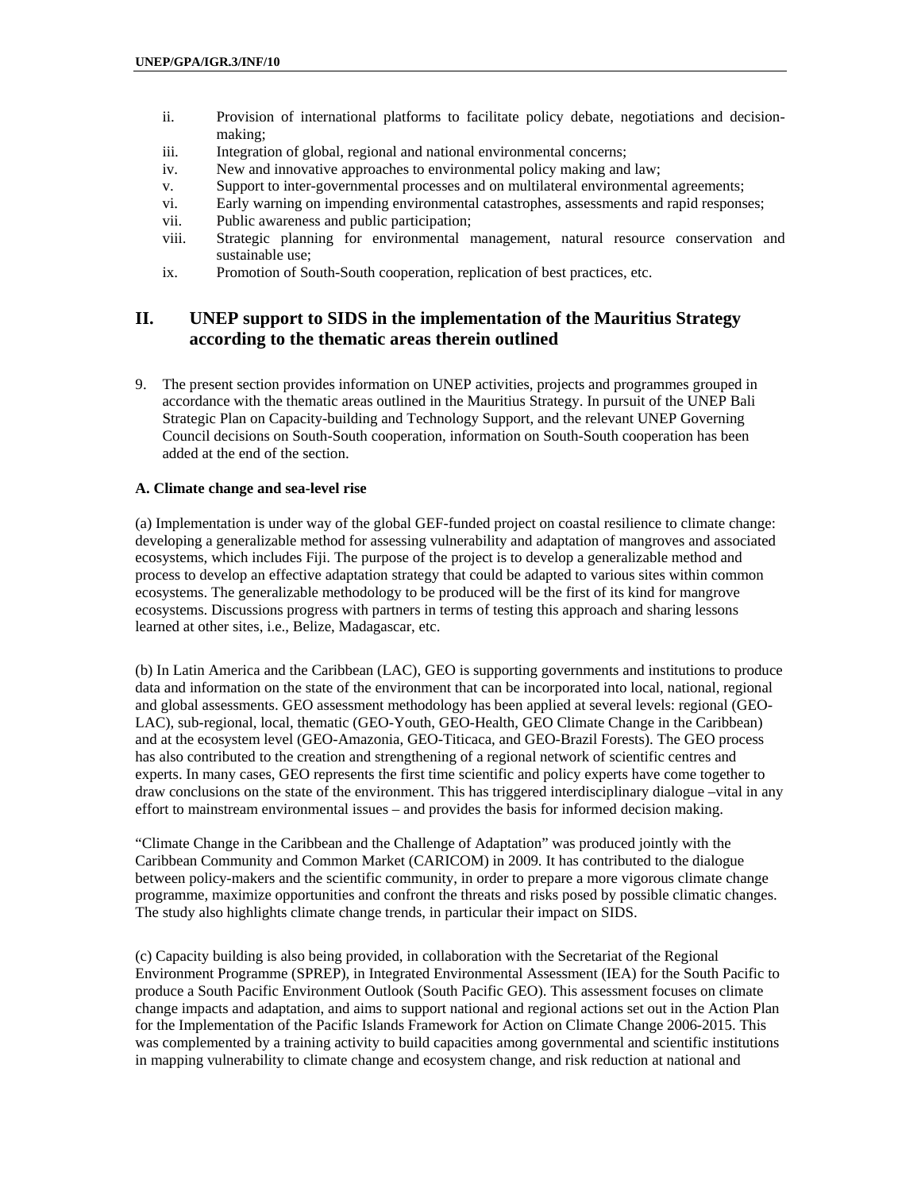ii. Provision of international platforms to facilitate policy debate, negotiations and decision-making;
iii. Integration of global, regional and national environmental concerns;
iv. New and innovative approaches to environmental policy making and law;
v. Support to inter-governmental processes and on multilateral environmental agreements;
vi. Early warning on impending environmental catastrophes, assessments and rapid responses;
vii. Public awareness and public participation;
viii. Strategic planning for environmental management, natural resource conservation and sustainable use;
ix. Promotion of South-South cooperation, replication of best practices, etc.

## II. UNEP support to SIDS in the implementation of the Mauritius Strategy according to the thematic areas therein outlined

9. The present section provides information on UNEP activities, projects and programmes grouped in accordance with the thematic areas outlined in the Mauritius Strategy. In pursuit of the UNEP Bali Strategic Plan on Capacity-building and Technology Support, and the relevant UNEP Governing Council decisions on South-South cooperation, information on South-South cooperation has been added at the end of the section.

**A. Climate change and sea-level rise**

(a) Implementation is under way of the global GEF-funded project on coastal resilience to climate change: developing a generalizable method for assessing vulnerability and adaptation of mangroves and associated ecosystems, which includes Fiji. The purpose of the project is to develop a generalizable method and process to develop an effective adaptation strategy that could be adapted to various sites within common ecosystems. The generalizable methodology to be produced will be the first of its kind for mangrove ecosystems. Discussions progress with partners in terms of testing this approach and sharing lessons learned at other sites, i.e., Belize, Madagascar, etc.

(b) In Latin America and the Caribbean (LAC), GEO is supporting governments and institutions to produce data and information on the state of the environment that can be incorporated into local, national, regional and global assessments. GEO assessment methodology has been applied at several levels: regional (GEO-LAC), sub-regional, local, thematic (GEO-Youth, GEO-Health, GEO Climate Change in the Caribbean) and at the ecosystem level (GEO-Amazonia, GEO-Titicaca, and GEO-Brazil Forests). The GEO process has also contributed to the creation and strengthening of a regional network of scientific centres and experts. In many cases, GEO represents the first time scientific and policy experts have come together to draw conclusions on the state of the environment. This has triggered interdisciplinary dialogue –vital in any effort to mainstream environmental issues – and provides the basis for informed decision making.

"Climate Change in the Caribbean and the Challenge of Adaptation" was produced jointly with the Caribbean Community and Common Market (CARICOM) in 2009. It has contributed to the dialogue between policy-makers and the scientific community, in order to prepare a more vigorous climate change programme, maximize opportunities and confront the threats and risks posed by possible climatic changes. The study also highlights climate change trends, in particular their impact on SIDS.

(c) Capacity building is also being provided, in collaboration with the Secretariat of the Regional Environment Programme (SPREP), in Integrated Environmental Assessment (IEA) for the South Pacific to produce a South Pacific Environment Outlook (South Pacific GEO). This assessment focuses on climate change impacts and adaptation, and aims to support national and regional actions set out in the Action Plan for the Implementation of the Pacific Islands Framework for Action on Climate Change 2006-2015. This was complemented by a training activity to build capacities among governmental and scientific institutions in mapping vulnerability to climate change and ecosystem change, and risk reduction at national and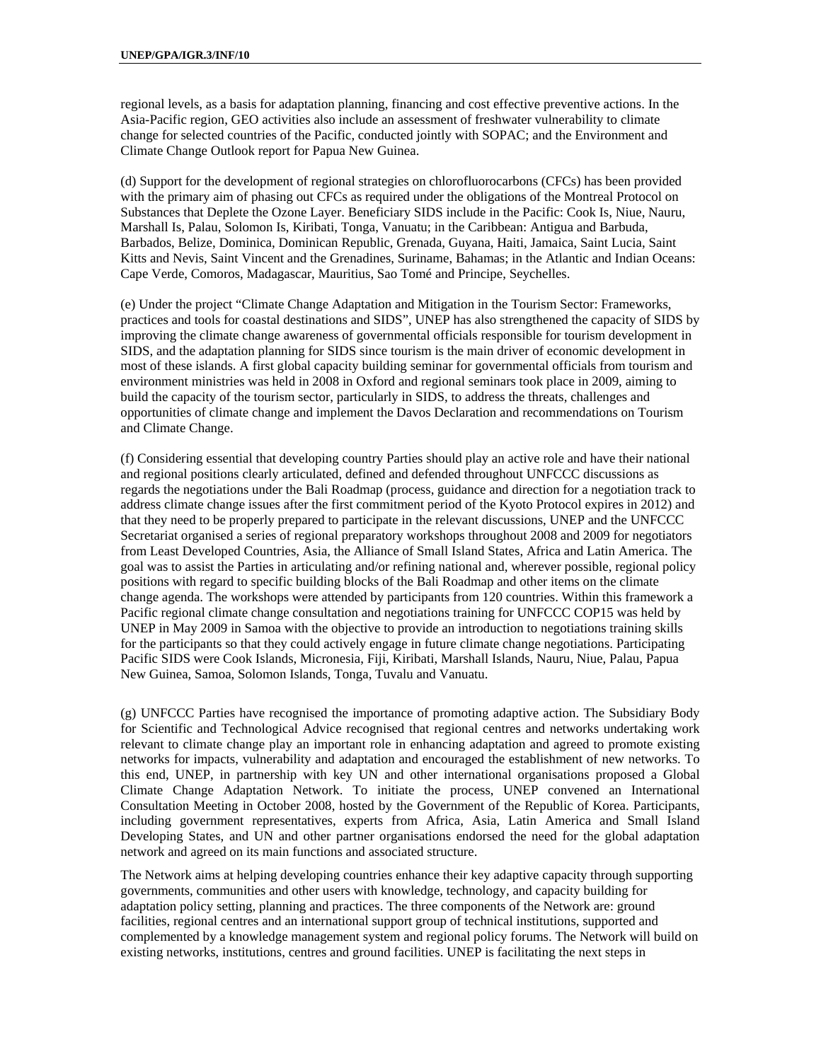regional levels, as a basis for adaptation planning, financing and cost effective preventive actions. In the Asia-Pacific region, GEO activities also include an assessment of freshwater vulnerability to climate change for selected countries of the Pacific, conducted jointly with SOPAC; and the Environment and Climate Change Outlook report for Papua New Guinea.

(d) Support for the development of regional strategies on chlorofluorocarbons (CFCs) has been provided with the primary aim of phasing out CFCs as required under the obligations of the Montreal Protocol on Substances that Deplete the Ozone Layer. Beneficiary SIDS include in the Pacific: Cook Is, Niue, Nauru, Marshall Is, Palau, Solomon Is, Kiribati, Tonga, Vanuatu; in the Caribbean: Antigua and Barbuda, Barbados, Belize, Dominica, Dominican Republic, Grenada, Guyana, Haiti, Jamaica, Saint Lucia, Saint Kitts and Nevis, Saint Vincent and the Grenadines, Suriname, Bahamas; in the Atlantic and Indian Oceans: Cape Verde, Comoros, Madagascar, Mauritius, Sao Tomé and Principe, Seychelles.

(e) Under the project "Climate Change Adaptation and Mitigation in the Tourism Sector: Frameworks, practices and tools for coastal destinations and SIDS", UNEP has also strengthened the capacity of SIDS by improving the climate change awareness of governmental officials responsible for tourism development in SIDS, and the adaptation planning for SIDS since tourism is the main driver of economic development in most of these islands. A first global capacity building seminar for governmental officials from tourism and environment ministries was held in 2008 in Oxford and regional seminars took place in 2009, aiming to build the capacity of the tourism sector, particularly in SIDS, to address the threats, challenges and opportunities of climate change and implement the Davos Declaration and recommendations on Tourism and Climate Change.

(f) Considering essential that developing country Parties should play an active role and have their national and regional positions clearly articulated, defined and defended throughout UNFCCC discussions as regards the negotiations under the Bali Roadmap (process, guidance and direction for a negotiation track to address climate change issues after the first commitment period of the Kyoto Protocol expires in 2012) and that they need to be properly prepared to participate in the relevant discussions, UNEP and the UNFCCC Secretariat organised a series of regional preparatory workshops throughout 2008 and 2009 for negotiators from Least Developed Countries, Asia, the Alliance of Small Island States, Africa and Latin America. The goal was to assist the Parties in articulating and/or refining national and, wherever possible, regional policy positions with regard to specific building blocks of the Bali Roadmap and other items on the climate change agenda. The workshops were attended by participants from 120 countries. Within this framework a Pacific regional climate change consultation and negotiations training for UNFCCC COP15 was held by UNEP in May 2009 in Samoa with the objective to provide an introduction to negotiations training skills for the participants so that they could actively engage in future climate change negotiations. Participating Pacific SIDS were Cook Islands, Micronesia, Fiji, Kiribati, Marshall Islands, Nauru, Niue, Palau, Papua New Guinea, Samoa, Solomon Islands, Tonga, Tuvalu and Vanuatu.

(g) UNFCCC Parties have recognised the importance of promoting adaptive action. The Subsidiary Body for Scientific and Technological Advice recognised that regional centres and networks undertaking work relevant to climate change play an important role in enhancing adaptation and agreed to promote existing networks for impacts, vulnerability and adaptation and encouraged the establishment of new networks. To this end, UNEP, in partnership with key UN and other international organisations proposed a Global Climate Change Adaptation Network. To initiate the process, UNEP convened an International Consultation Meeting in October 2008, hosted by the Government of the Republic of Korea. Participants, including government representatives, experts from Africa, Asia, Latin America and Small Island Developing States, and UN and other partner organisations endorsed the need for the global adaptation network and agreed on its main functions and associated structure.

The Network aims at helping developing countries enhance their key adaptive capacity through supporting governments, communities and other users with knowledge, technology, and capacity building for adaptation policy setting, planning and practices. The three components of the Network are: ground facilities, regional centres and an international support group of technical institutions, supported and complemented by a knowledge management system and regional policy forums. The Network will build on existing networks, institutions, centres and ground facilities. UNEP is facilitating the next steps in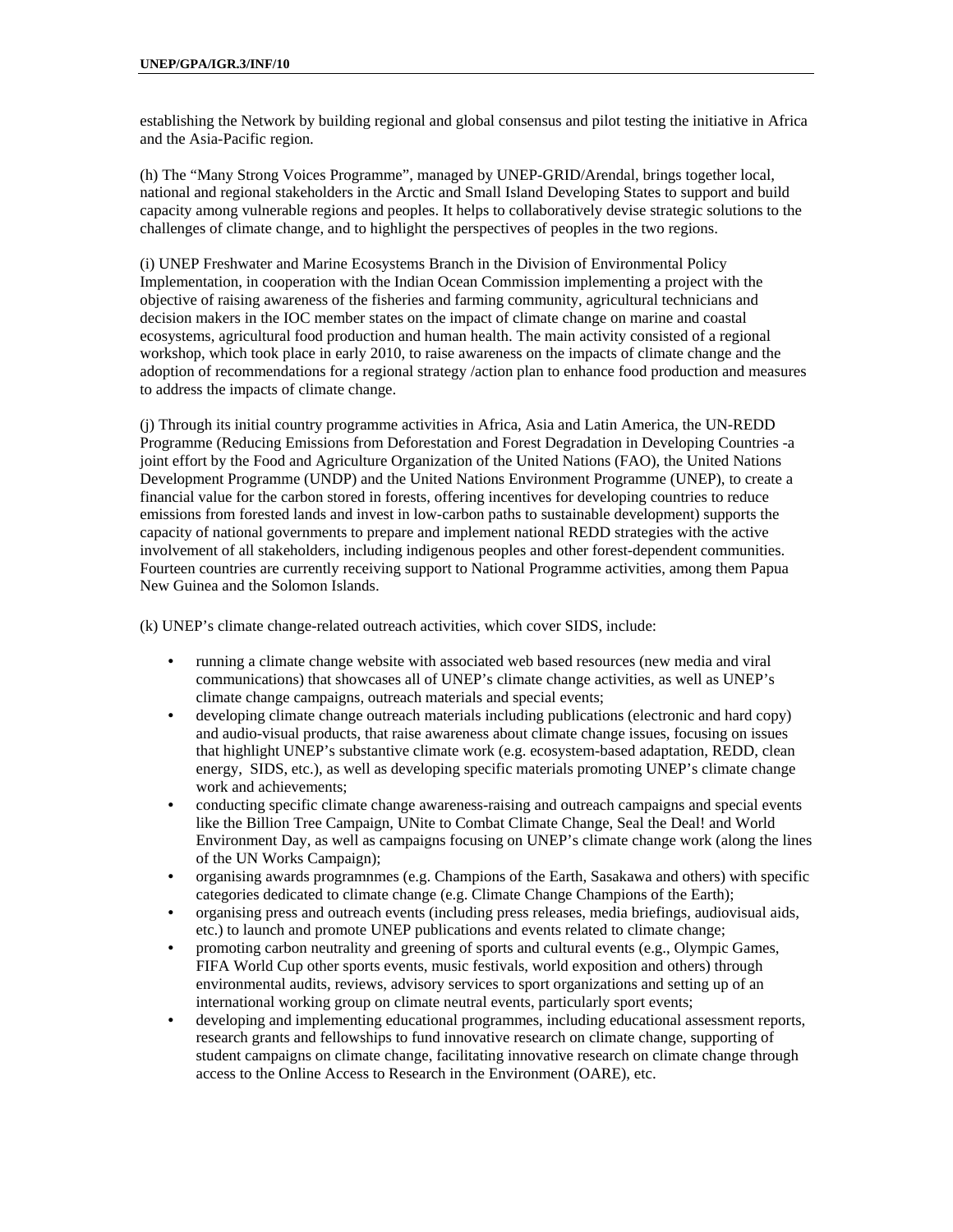establishing the Network by building regional and global consensus and pilot testing the initiative in Africa and the Asia-Pacific region.

(h) The "Many Strong Voices Programme", managed by UNEP-GRID/Arendal, brings together local, national and regional stakeholders in the Arctic and Small Island Developing States to support and build capacity among vulnerable regions and peoples. It helps to collaboratively devise strategic solutions to the challenges of climate change, and to highlight the perspectives of peoples in the two regions.

(i) UNEP Freshwater and Marine Ecosystems Branch in the Division of Environmental Policy Implementation, in cooperation with the Indian Ocean Commission implementing a project with the objective of raising awareness of the fisheries and farming community, agricultural technicians and decision makers in the IOC member states on the impact of climate change on marine and coastal ecosystems, agricultural food production and human health. The main activity consisted of a regional workshop, which took place in early 2010, to raise awareness on the impacts of climate change and the adoption of recommendations for a regional strategy /action plan to enhance food production and measures to address the impacts of climate change.

(j) Through its initial country programme activities in Africa, Asia and Latin America, the UN-REDD Programme (Reducing Emissions from Deforestation and Forest Degradation in Developing Countries -a joint effort by the Food and Agriculture Organization of the United Nations (FAO), the United Nations Development Programme (UNDP) and the United Nations Environment Programme (UNEP), to create a financial value for the carbon stored in forests, offering incentives for developing countries to reduce emissions from forested lands and invest in low-carbon paths to sustainable development) supports the capacity of national governments to prepare and implement national REDD strategies with the active involvement of all stakeholders, including indigenous peoples and other forest-dependent communities. Fourteen countries are currently receiving support to National Programme activities, among them Papua New Guinea and the Solomon Islands.

(k) UNEP's climate change-related outreach activities, which cover SIDS, include:

- running a climate change website with associated web based resources (new media and viral communications) that showcases all of UNEP's climate change activities, as well as UNEP's climate change campaigns, outreach materials and special events;
- developing climate change outreach materials including publications (electronic and hard copy) and audio-visual products, that raise awareness about climate change issues, focusing on issues that highlight UNEP's substantive climate work (e.g. ecosystem-based adaptation, REDD, clean energy, SIDS, etc.), as well as developing specific materials promoting UNEP's climate change work and achievements;
- conducting specific climate change awareness-raising and outreach campaigns and special events like the Billion Tree Campaign, UNite to Combat Climate Change, Seal the Deal! and World Environment Day, as well as campaigns focusing on UNEP's climate change work (along the lines of the UN Works Campaign);
- organising awards programnmes (e.g. Champions of the Earth, Sasakawa and others) with specific categories dedicated to climate change (e.g. Climate Change Champions of the Earth);
- organising press and outreach events (including press releases, media briefings, audiovisual aids, etc.) to launch and promote UNEP publications and events related to climate change;
- promoting carbon neutrality and greening of sports and cultural events (e.g., Olympic Games, FIFA World Cup other sports events, music festivals, world exposition and others) through environmental audits, reviews, advisory services to sport organizations and setting up of an international working group on climate neutral events, particularly sport events;
- developing and implementing educational programmes, including educational assessment reports, research grants and fellowships to fund innovative research on climate change, supporting of student campaigns on climate change, facilitating innovative research on climate change through access to the Online Access to Research in the Environment (OARE), etc.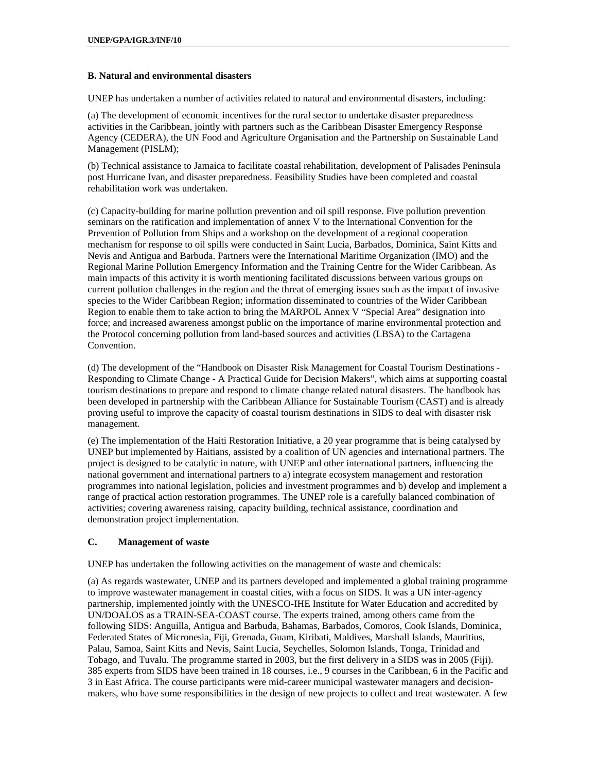### B. Natural and environmental disasters

UNEP has undertaken a number of activities related to natural and environmental disasters, including:

(a) The development of economic incentives for the rural sector to undertake disaster preparedness activities in the Caribbean, jointly with partners such as the Caribbean Disaster Emergency Response Agency (CEDERA), the UN Food and Agriculture Organisation and the Partnership on Sustainable Land Management (PISLM);

(b) Technical assistance to Jamaica to facilitate coastal rehabilitation, development of Palisades Peninsula post Hurricane Ivan, and disaster preparedness. Feasibility Studies have been completed and coastal rehabilitation work was undertaken.

(c) Capacity-building for marine pollution prevention and oil spill response. Five pollution prevention seminars on the ratification and implementation of annex V to the International Convention for the Prevention of Pollution from Ships and a workshop on the development of a regional cooperation mechanism for response to oil spills were conducted in Saint Lucia, Barbados, Dominica, Saint Kitts and Nevis and Antigua and Barbuda. Partners were the International Maritime Organization (IMO) and the Regional Marine Pollution Emergency Information and the Training Centre for the Wider Caribbean. As main impacts of this activity it is worth mentioning facilitated discussions between various groups on current pollution challenges in the region and the threat of emerging issues such as the impact of invasive species to the Wider Caribbean Region; information disseminated to countries of the Wider Caribbean Region to enable them to take action to bring the MARPOL Annex V "Special Area" designation into force; and increased awareness amongst public on the importance of marine environmental protection and the Protocol concerning pollution from land-based sources and activities (LBSA) to the Cartagena Convention.

(d) The development of the "Handbook on Disaster Risk Management for Coastal Tourism Destinations - Responding to Climate Change - A Practical Guide for Decision Makers", which aims at supporting coastal tourism destinations to prepare and respond to climate change related natural disasters. The handbook has been developed in partnership with the Caribbean Alliance for Sustainable Tourism (CAST) and is already proving useful to improve the capacity of coastal tourism destinations in SIDS to deal with disaster risk management.

(e) The implementation of the Haiti Restoration Initiative, a 20 year programme that is being catalysed by UNEP but implemented by Haitians, assisted by a coalition of UN agencies and international partners. The project is designed to be catalytic in nature, with UNEP and other international partners, influencing the national government and international partners to a) integrate ecosystem management and restoration programmes into national legislation, policies and investment programmes and b) develop and implement a range of practical action restoration programmes. The UNEP role is a carefully balanced combination of activities; covering awareness raising, capacity building, technical assistance, coordination and demonstration project implementation.

### C. Management of waste

UNEP has undertaken the following activities on the management of waste and chemicals:

(a) As regards wastewater, UNEP and its partners developed and implemented a global training programme to improve wastewater management in coastal cities, with a focus on SIDS. It was a UN inter-agency partnership, implemented jointly with the UNESCO-IHE Institute for Water Education and accredited by UN/DOALOS as a TRAIN-SEA-COAST course. The experts trained, among others came from the following SIDS: Anguilla, Antigua and Barbuda, Bahamas, Barbados, Comoros, Cook Islands, Dominica, Federated States of Micronesia, Fiji, Grenada, Guam, Kiribati, Maldives, Marshall Islands, Mauritius, Palau, Samoa, Saint Kitts and Nevis, Saint Lucia, Seychelles, Solomon Islands, Tonga, Trinidad and Tobago, and Tuvalu. The programme started in 2003, but the first delivery in a SIDS was in 2005 (Fiji). 385 experts from SIDS have been trained in 18 courses, i.e., 9 courses in the Caribbean, 6 in the Pacific and 3 in East Africa. The course participants were mid-career municipal wastewater managers and decision-makers, who have some responsibilities in the design of new projects to collect and treat wastewater. A few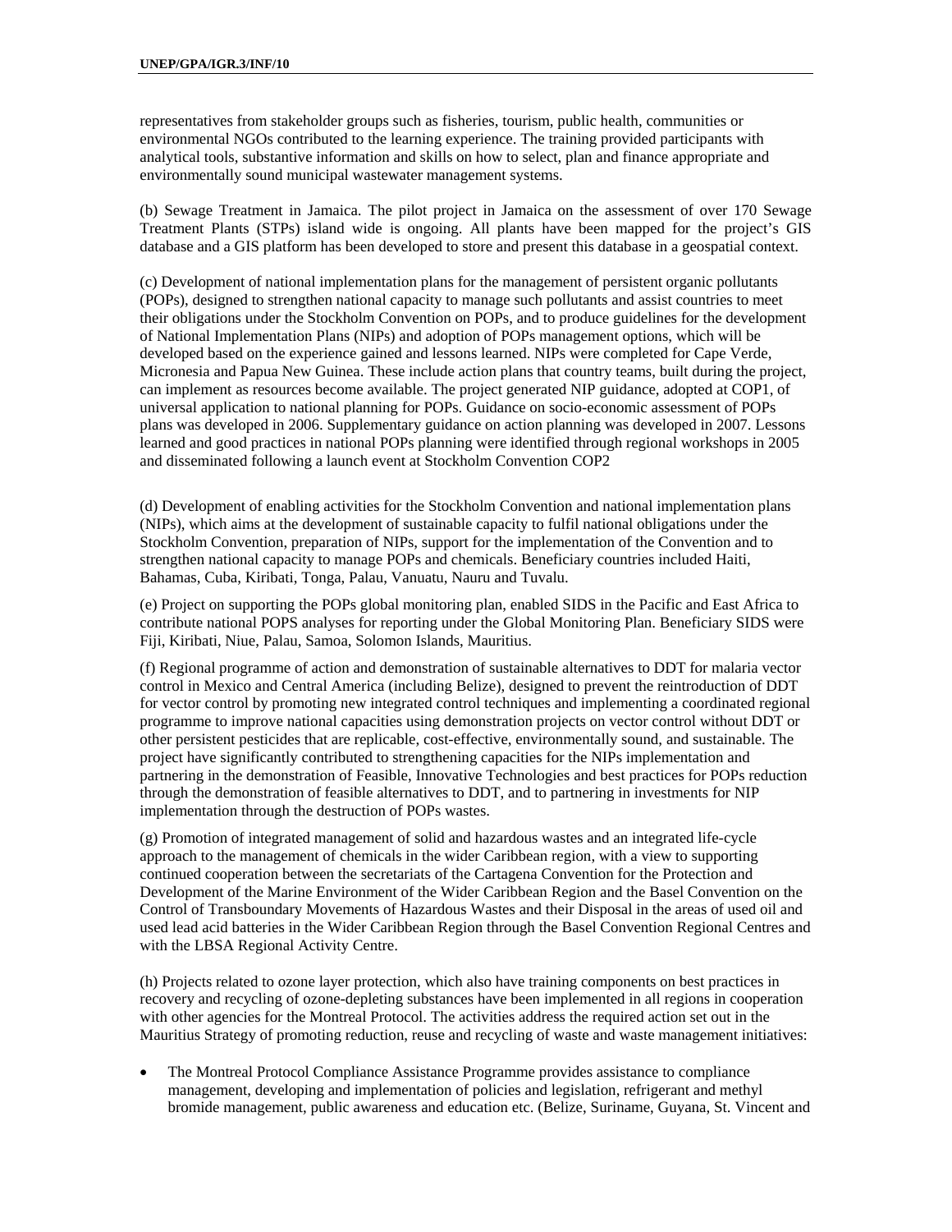representatives from stakeholder groups such as fisheries, tourism, public health, communities or environmental NGOs contributed to the learning experience. The training provided participants with analytical tools, substantive information and skills on how to select, plan and finance appropriate and environmentally sound municipal wastewater management systems.

(b) Sewage Treatment in Jamaica. The pilot project in Jamaica on the assessment of over 170 Sewage Treatment Plants (STPs) island wide is ongoing. All plants have been mapped for the project's GIS database and a GIS platform has been developed to store and present this database in a geospatial context.

(c) Development of national implementation plans for the management of persistent organic pollutants (POPs), designed to strengthen national capacity to manage such pollutants and assist countries to meet their obligations under the Stockholm Convention on POPs, and to produce guidelines for the development of National Implementation Plans (NIPs) and adoption of POPs management options, which will be developed based on the experience gained and lessons learned. NIPs were completed for Cape Verde, Micronesia and Papua New Guinea. These include action plans that country teams, built during the project, can implement as resources become available. The project generated NIP guidance, adopted at COP1, of universal application to national planning for POPs. Guidance on socio-economic assessment of POPs plans was developed in 2006. Supplementary guidance on action planning was developed in 2007. Lessons learned and good practices in national POPs planning were identified through regional workshops in 2005 and disseminated following a launch event at Stockholm Convention COP2

(d) Development of enabling activities for the Stockholm Convention and national implementation plans (NIPs), which aims at the development of sustainable capacity to fulfil national obligations under the Stockholm Convention, preparation of NIPs, support for the implementation of the Convention and to strengthen national capacity to manage POPs and chemicals. Beneficiary countries included Haiti, Bahamas, Cuba, Kiribati, Tonga, Palau, Vanuatu, Nauru and Tuvalu.

(e) Project on supporting the POPs global monitoring plan, enabled SIDS in the Pacific and East Africa to contribute national POPS analyses for reporting under the Global Monitoring Plan. Beneficiary SIDS were Fiji, Kiribati, Niue, Palau, Samoa, Solomon Islands, Mauritius.

(f) Regional programme of action and demonstration of sustainable alternatives to DDT for malaria vector control in Mexico and Central America (including Belize), designed to prevent the reintroduction of DDT for vector control by promoting new integrated control techniques and implementing a coordinated regional programme to improve national capacities using demonstration projects on vector control without DDT or other persistent pesticides that are replicable, cost-effective, environmentally sound, and sustainable. The project have significantly contributed to strengthening capacities for the NIPs implementation and partnering in the demonstration of Feasible, Innovative Technologies and best practices for POPs reduction through the demonstration of feasible alternatives to DDT, and to partnering in investments for NIP implementation through the destruction of POPs wastes.

(g) Promotion of integrated management of solid and hazardous wastes and an integrated life-cycle approach to the management of chemicals in the wider Caribbean region, with a view to supporting continued cooperation between the secretariats of the Cartagena Convention for the Protection and Development of the Marine Environment of the Wider Caribbean Region and the Basel Convention on the Control of Transboundary Movements of Hazardous Wastes and their Disposal in the areas of used oil and used lead acid batteries in the Wider Caribbean Region through the Basel Convention Regional Centres and with the LBSA Regional Activity Centre.

(h) Projects related to ozone layer protection, which also have training components on best practices in recovery and recycling of ozone-depleting substances have been implemented in all regions in cooperation with other agencies for the Montreal Protocol. The activities address the required action set out in the Mauritius Strategy of promoting reduction, reuse and recycling of waste and waste management initiatives:

- The Montreal Protocol Compliance Assistance Programme provides assistance to compliance management, developing and implementation of policies and legislation, refrigerant and methyl bromide management, public awareness and education etc. (Belize, Suriname, Guyana, St. Vincent and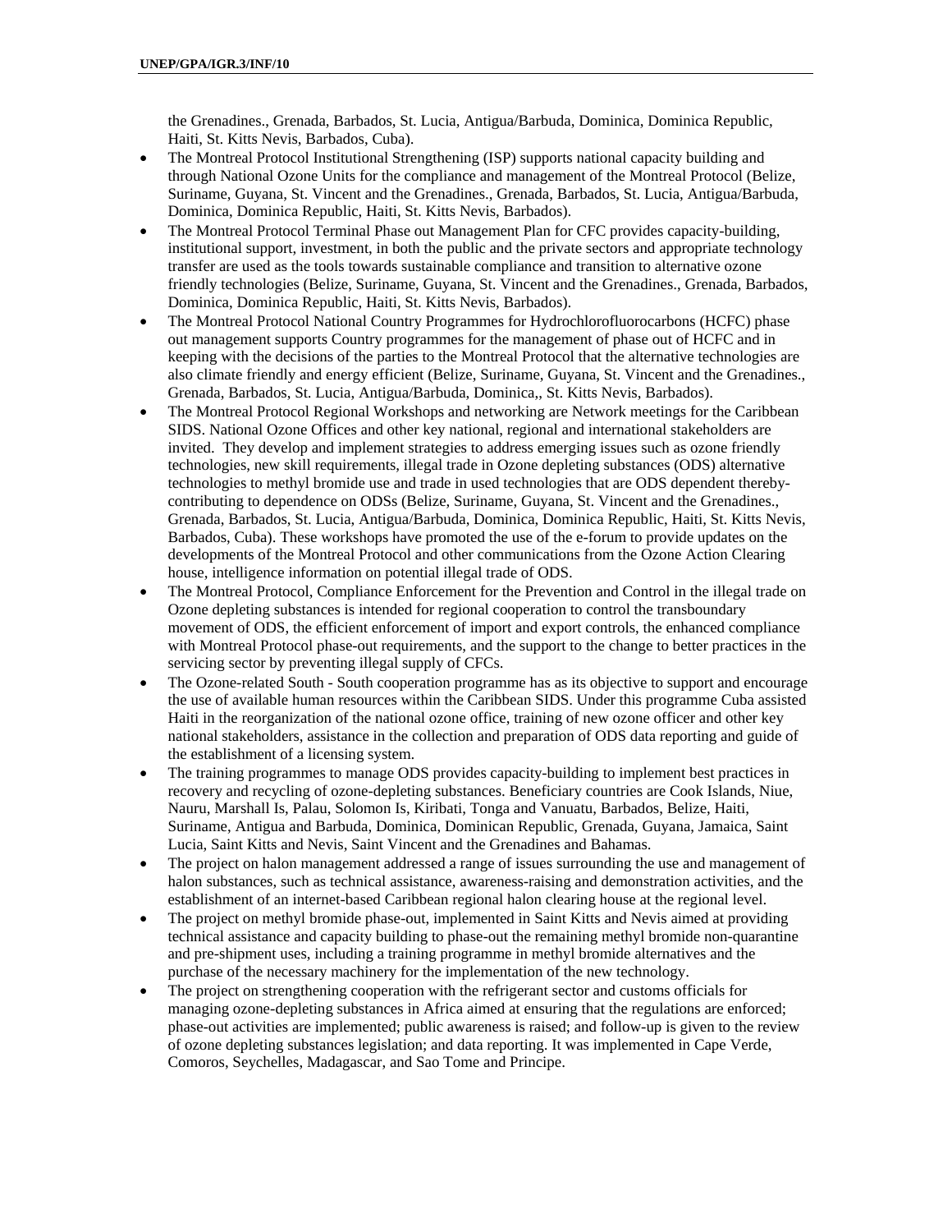the Grenadines., Grenada, Barbados, St. Lucia, Antigua/Barbuda, Dominica, Dominica Republic, Haiti, St. Kitts Nevis, Barbados, Cuba).

- The Montreal Protocol Institutional Strengthening (ISP) supports national capacity building and through National Ozone Units for the compliance and management of the Montreal Protocol (Belize, Suriname, Guyana, St. Vincent and the Grenadines., Grenada, Barbados, St. Lucia, Antigua/Barbuda, Dominica, Dominica Republic, Haiti, St. Kitts Nevis, Barbados).
- The Montreal Protocol Terminal Phase out Management Plan for CFC provides capacity-building, institutional support, investment, in both the public and the private sectors and appropriate technology transfer are used as the tools towards sustainable compliance and transition to alternative ozone friendly technologies (Belize, Suriname, Guyana, St. Vincent and the Grenadines., Grenada, Barbados, Dominica, Dominica Republic, Haiti, St. Kitts Nevis, Barbados).
- The Montreal Protocol National Country Programmes for Hydrochlorofluorocarbons (HCFC) phase out management supports Country programmes for the management of phase out of HCFC and in keeping with the decisions of the parties to the Montreal Protocol that the alternative technologies are also climate friendly and energy efficient (Belize, Suriname, Guyana, St. Vincent and the Grenadines., Grenada, Barbados, St. Lucia, Antigua/Barbuda, Dominica,, St. Kitts Nevis, Barbados).
- The Montreal Protocol Regional Workshops and networking are Network meetings for the Caribbean SIDS. National Ozone Offices and other key national, regional and international stakeholders are invited. They develop and implement strategies to address emerging issues such as ozone friendly technologies, new skill requirements, illegal trade in Ozone depleting substances (ODS) alternative technologies to methyl bromide use and trade in used technologies that are ODS dependent thereby-contributing to dependence on ODSs (Belize, Suriname, Guyana, St. Vincent and the Grenadines., Grenada, Barbados, St. Lucia, Antigua/Barbuda, Dominica, Dominica Republic, Haiti, St. Kitts Nevis, Barbados, Cuba). These workshops have promoted the use of the e-forum to provide updates on the developments of the Montreal Protocol and other communications from the Ozone Action Clearing house, intelligence information on potential illegal trade of ODS.
- The Montreal Protocol, Compliance Enforcement for the Prevention and Control in the illegal trade on Ozone depleting substances is intended for regional cooperation to control the transboundary movement of ODS, the efficient enforcement of import and export controls, the enhanced compliance with Montreal Protocol phase-out requirements, and the support to the change to better practices in the servicing sector by preventing illegal supply of CFCs.
- The Ozone-related South - South cooperation programme has as its objective to support and encourage the use of available human resources within the Caribbean SIDS. Under this programme Cuba assisted Haiti in the reorganization of the national ozone office, training of new ozone officer and other key national stakeholders, assistance in the collection and preparation of ODS data reporting and guide of the establishment of a licensing system.
- The training programmes to manage ODS provides capacity-building to implement best practices in recovery and recycling of ozone-depleting substances. Beneficiary countries are Cook Islands, Niue, Nauru, Marshall Is, Palau, Solomon Is, Kiribati, Tonga and Vanuatu, Barbados, Belize, Haiti, Suriname, Antigua and Barbuda, Dominica, Dominican Republic, Grenada, Guyana, Jamaica, Saint Lucia, Saint Kitts and Nevis, Saint Vincent and the Grenadines and Bahamas.
- The project on halon management addressed a range of issues surrounding the use and management of halon substances, such as technical assistance, awareness-raising and demonstration activities, and the establishment of an internet-based Caribbean regional halon clearing house at the regional level.
- The project on methyl bromide phase-out, implemented in Saint Kitts and Nevis aimed at providing technical assistance and capacity building to phase-out the remaining methyl bromide non-quarantine and pre-shipment uses, including a training programme in methyl bromide alternatives and the purchase of the necessary machinery for the implementation of the new technology.
- The project on strengthening cooperation with the refrigerant sector and customs officials for managing ozone-depleting substances in Africa aimed at ensuring that the regulations are enforced; phase-out activities are implemented; public awareness is raised; and follow-up is given to the review of ozone depleting substances legislation; and data reporting. It was implemented in Cape Verde, Comoros, Seychelles, Madagascar, and Sao Tome and Principe.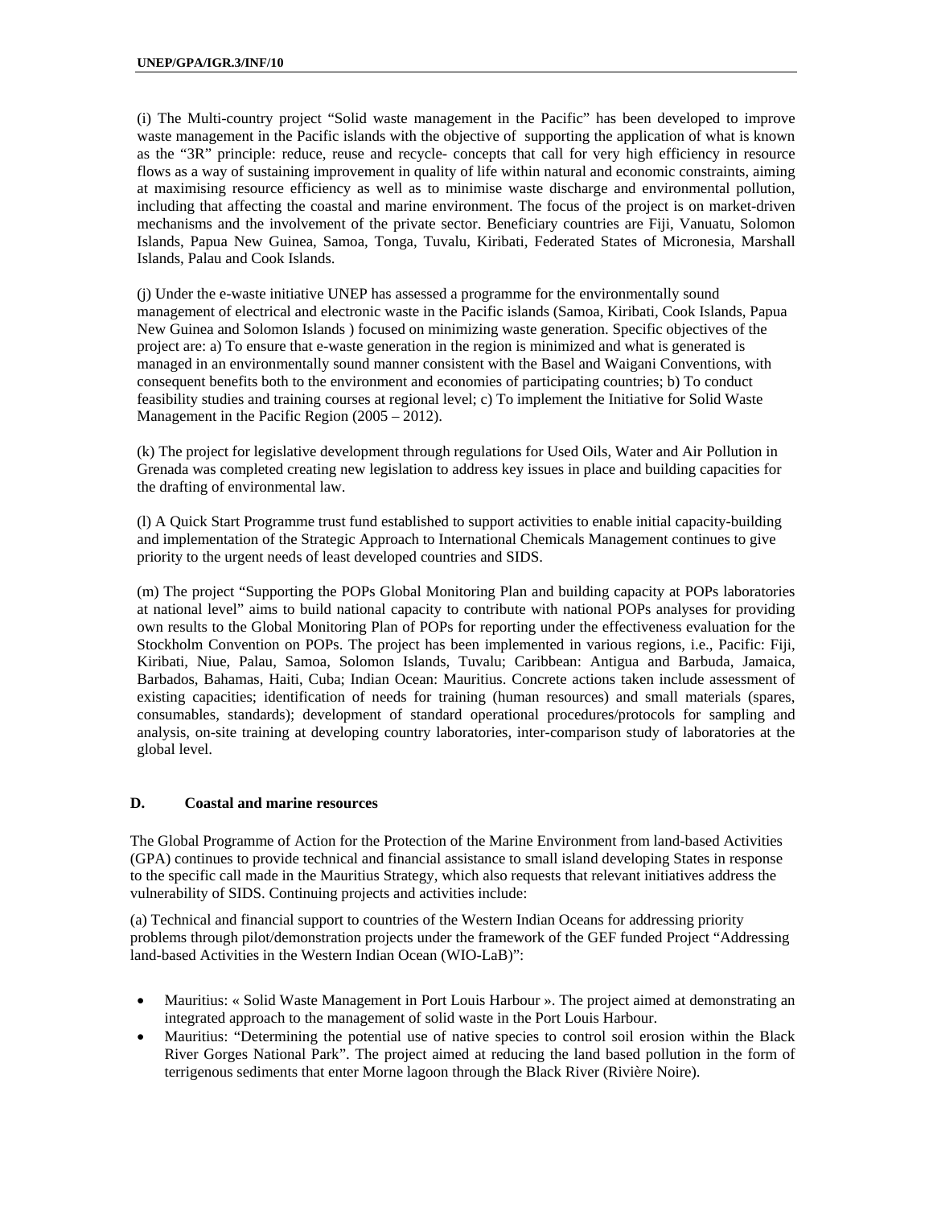(i) The Multi-country project "Solid waste management in the Pacific" has been developed to improve waste management in the Pacific islands with the objective of supporting the application of what is known as the "3R" principle: reduce, reuse and recycle- concepts that call for very high efficiency in resource flows as a way of sustaining improvement in quality of life within natural and economic constraints, aiming at maximising resource efficiency as well as to minimise waste discharge and environmental pollution, including that affecting the coastal and marine environment. The focus of the project is on market-driven mechanisms and the involvement of the private sector. Beneficiary countries are Fiji, Vanuatu, Solomon Islands, Papua New Guinea, Samoa, Tonga, Tuvalu, Kiribati, Federated States of Micronesia, Marshall Islands, Palau and Cook Islands.

(j) Under the e-waste initiative UNEP has assessed a programme for the environmentally sound management of electrical and electronic waste in the Pacific islands (Samoa, Kiribati, Cook Islands, Papua New Guinea and Solomon Islands ) focused on minimizing waste generation. Specific objectives of the project are: a) To ensure that e-waste generation in the region is minimized and what is generated is managed in an environmentally sound manner consistent with the Basel and Waigani Conventions, with consequent benefits both to the environment and economies of participating countries; b) To conduct feasibility studies and training courses at regional level; c) To implement the Initiative for Solid Waste Management in the Pacific Region (2005 – 2012).

(k) The project for legislative development through regulations for Used Oils, Water and Air Pollution in Grenada was completed creating new legislation to address key issues in place and building capacities for the drafting of environmental law.

(l) A Quick Start Programme trust fund established to support activities to enable initial capacity-building and implementation of the Strategic Approach to International Chemicals Management continues to give priority to the urgent needs of least developed countries and SIDS.

(m) The project "Supporting the POPs Global Monitoring Plan and building capacity at POPs laboratories at national level" aims to build national capacity to contribute with national POPs analyses for providing own results to the Global Monitoring Plan of POPs for reporting under the effectiveness evaluation for the Stockholm Convention on POPs. The project has been implemented in various regions, i.e., Pacific: Fiji, Kiribati, Niue, Palau, Samoa, Solomon Islands, Tuvalu; Caribbean: Antigua and Barbuda, Jamaica, Barbados, Bahamas, Haiti, Cuba; Indian Ocean: Mauritius. Concrete actions taken include assessment of existing capacities; identification of needs for training (human resources) and small materials (spares, consumables, standards); development of standard operational procedures/protocols for sampling and analysis, on-site training at developing country laboratories, inter-comparison study of laboratories at the global level.

## D. Coastal and marine resources

The Global Programme of Action for the Protection of the Marine Environment from land-based Activities (GPA) continues to provide technical and financial assistance to small island developing States in response to the specific call made in the Mauritius Strategy, which also requests that relevant initiatives address the vulnerability of SIDS. Continuing projects and activities include:

(a) Technical and financial support to countries of the Western Indian Oceans for addressing priority problems through pilot/demonstration projects under the framework of the GEF funded Project "Addressing land-based Activities in the Western Indian Ocean (WIO-LaB)":

- Mauritius: « Solid Waste Management in Port Louis Harbour ». The project aimed at demonstrating an integrated approach to the management of solid waste in the Port Louis Harbour.
- Mauritius: "Determining the potential use of native species to control soil erosion within the Black River Gorges National Park". The project aimed at reducing the land based pollution in the form of terrigenous sediments that enter Morne lagoon through the Black River (Rivière Noire).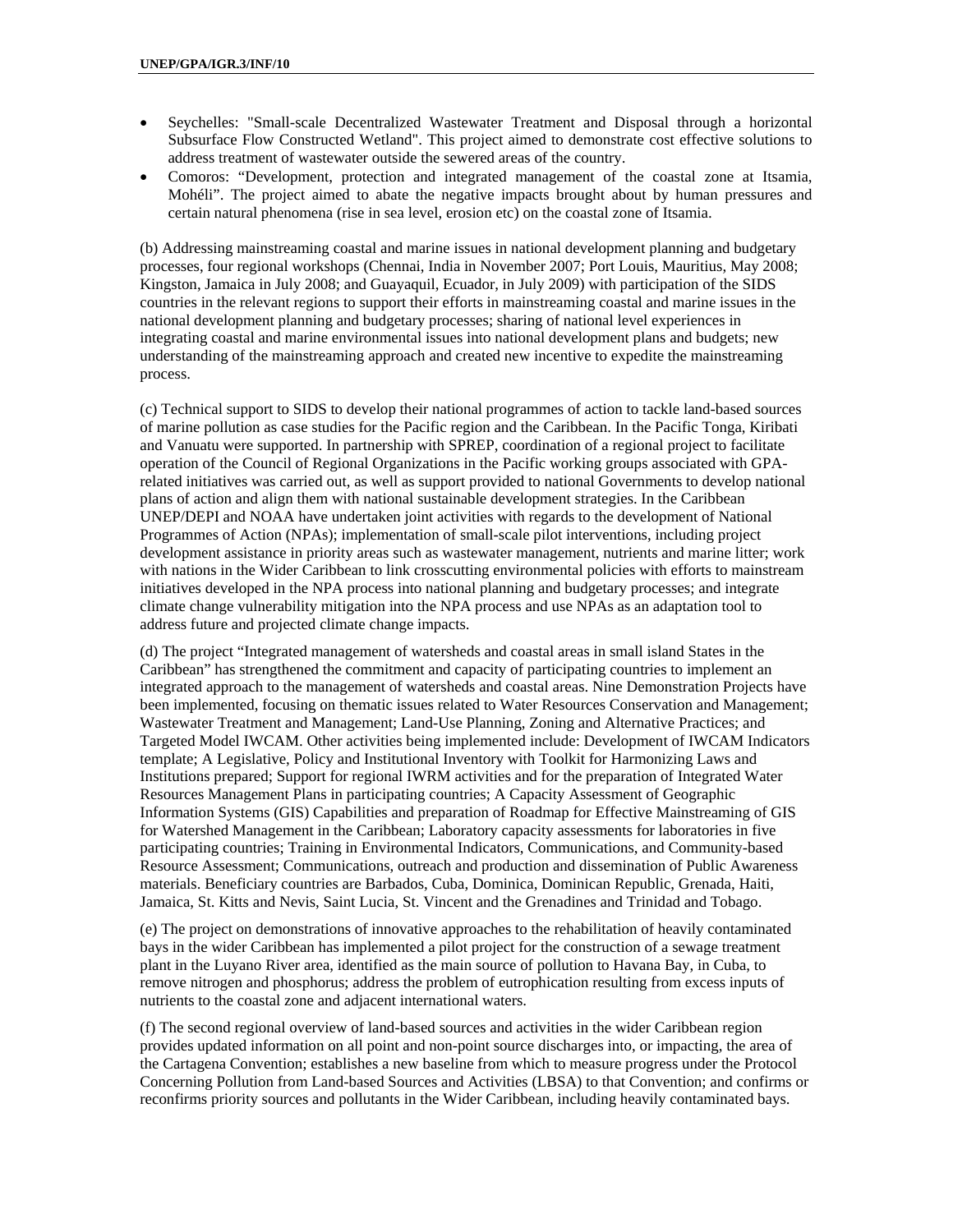- Seychelles: "Small-scale Decentralized Wastewater Treatment and Disposal through a horizontal Subsurface Flow Constructed Wetland". This project aimed to demonstrate cost effective solutions to address treatment of wastewater outside the sewered areas of the country.
- Comoros: "Development, protection and integrated management of the coastal zone at Itsamia, Mohéli". The project aimed to abate the negative impacts brought about by human pressures and certain natural phenomena (rise in sea level, erosion etc) on the coastal zone of Itsamia.

(b) Addressing mainstreaming coastal and marine issues in national development planning and budgetary processes, four regional workshops (Chennai, India in November 2007; Port Louis, Mauritius, May 2008; Kingston, Jamaica in July 2008; and Guayaquil, Ecuador, in July 2009) with participation of the SIDS countries in the relevant regions to support their efforts in mainstreaming coastal and marine issues in the national development planning and budgetary processes; sharing of national level experiences in integrating coastal and marine environmental issues into national development plans and budgets; new understanding of the mainstreaming approach and created new incentive to expedite the mainstreaming process.

(c) Technical support to SIDS to develop their national programmes of action to tackle land-based sources of marine pollution as case studies for the Pacific region and the Caribbean. In the Pacific Tonga, Kiribati and Vanuatu were supported. In partnership with SPREP, coordination of a regional project to facilitate operation of the Council of Regional Organizations in the Pacific working groups associated with GPA-related initiatives was carried out, as well as support provided to national Governments to develop national plans of action and align them with national sustainable development strategies. In the Caribbean UNEP/DEPI and NOAA have undertaken joint activities with regards to the development of National Programmes of Action (NPAs); implementation of small-scale pilot interventions, including project development assistance in priority areas such as wastewater management, nutrients and marine litter; work with nations in the Wider Caribbean to link crosscutting environmental policies with efforts to mainstream initiatives developed in the NPA process into national planning and budgetary processes; and integrate climate change vulnerability mitigation into the NPA process and use NPAs as an adaptation tool to address future and projected climate change impacts.

(d) The project "Integrated management of watersheds and coastal areas in small island States in the Caribbean" has strengthened the commitment and capacity of participating countries to implement an integrated approach to the management of watersheds and coastal areas. Nine Demonstration Projects have been implemented, focusing on thematic issues related to Water Resources Conservation and Management; Wastewater Treatment and Management; Land-Use Planning, Zoning and Alternative Practices; and Targeted Model IWCAM. Other activities being implemented include: Development of IWCAM Indicators template; A Legislative, Policy and Institutional Inventory with Toolkit for Harmonizing Laws and Institutions prepared; Support for regional IWRM activities and for the preparation of Integrated Water Resources Management Plans in participating countries; A Capacity Assessment of Geographic Information Systems (GIS) Capabilities and preparation of Roadmap for Effective Mainstreaming of GIS for Watershed Management in the Caribbean; Laboratory capacity assessments for laboratories in five participating countries; Training in Environmental Indicators, Communications, and Community-based Resource Assessment; Communications, outreach and production and dissemination of Public Awareness materials. Beneficiary countries are Barbados, Cuba, Dominica, Dominican Republic, Grenada, Haiti, Jamaica, St. Kitts and Nevis, Saint Lucia, St. Vincent and the Grenadines and Trinidad and Tobago.

(e) The project on demonstrations of innovative approaches to the rehabilitation of heavily contaminated bays in the wider Caribbean has implemented a pilot project for the construction of a sewage treatment plant in the Luyano River area, identified as the main source of pollution to Havana Bay, in Cuba, to remove nitrogen and phosphorus; address the problem of eutrophication resulting from excess inputs of nutrients to the coastal zone and adjacent international waters.

(f) The second regional overview of land-based sources and activities in the wider Caribbean region provides updated information on all point and non-point source discharges into, or impacting, the area of the Cartagena Convention; establishes a new baseline from which to measure progress under the Protocol Concerning Pollution from Land-based Sources and Activities (LBSA) to that Convention; and confirms or reconfirms priority sources and pollutants in the Wider Caribbean, including heavily contaminated bays.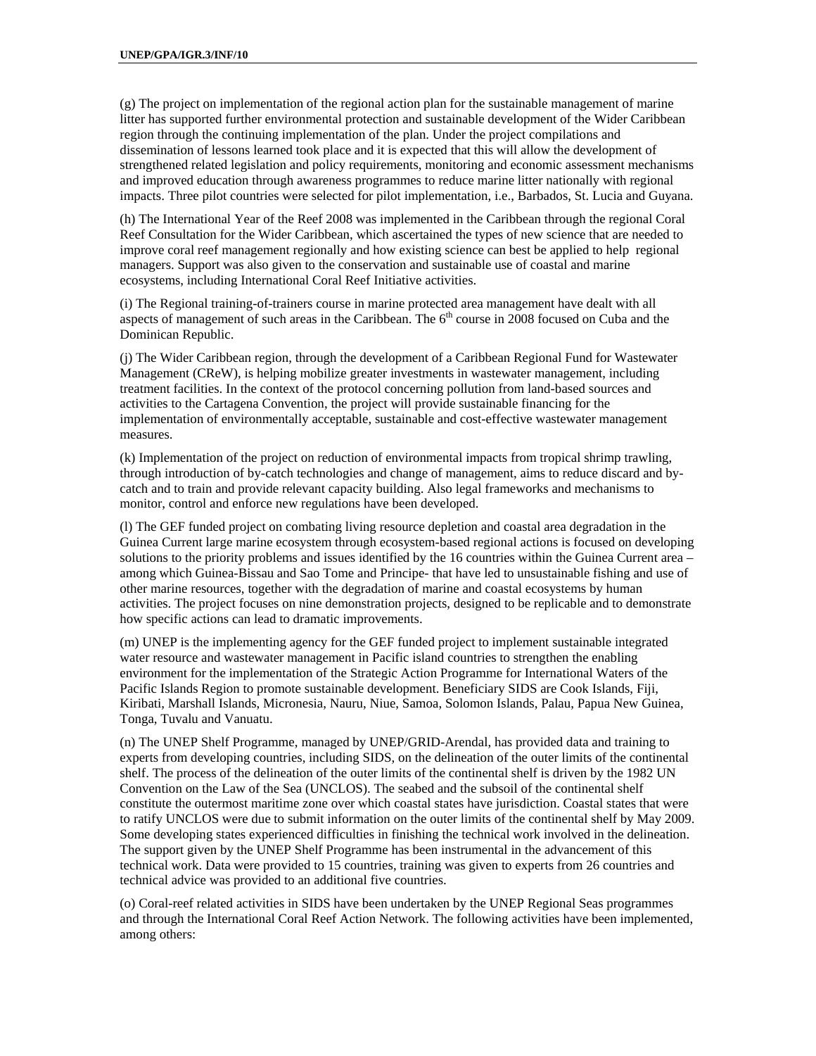(g) The project on implementation of the regional action plan for the sustainable management of marine litter has supported further environmental protection and sustainable development of the Wider Caribbean region through the continuing implementation of the plan. Under the project compilations and dissemination of lessons learned took place and it is expected that this will allow the development of strengthened related legislation and policy requirements, monitoring and economic assessment mechanisms and improved education through awareness programmes to reduce marine litter nationally with regional impacts. Three pilot countries were selected for pilot implementation, i.e., Barbados, St. Lucia and Guyana.

(h) The International Year of the Reef 2008 was implemented in the Caribbean through the regional Coral Reef Consultation for the Wider Caribbean, which ascertained the types of new science that are needed to improve coral reef management regionally and how existing science can best be applied to help regional managers. Support was also given to the conservation and sustainable use of coastal and marine ecosystems, including International Coral Reef Initiative activities.

(i) The Regional training-of-trainers course in marine protected area management have dealt with all aspects of management of such areas in the Caribbean. The 6th course in 2008 focused on Cuba and the Dominican Republic.

(j) The Wider Caribbean region, through the development of a Caribbean Regional Fund for Wastewater Management (CReW), is helping mobilize greater investments in wastewater management, including treatment facilities. In the context of the protocol concerning pollution from land-based sources and activities to the Cartagena Convention, the project will provide sustainable financing for the implementation of environmentally acceptable, sustainable and cost-effective wastewater management measures.

(k) Implementation of the project on reduction of environmental impacts from tropical shrimp trawling, through introduction of by-catch technologies and change of management, aims to reduce discard and by-catch and to train and provide relevant capacity building. Also legal frameworks and mechanisms to monitor, control and enforce new regulations have been developed.

(l) The GEF funded project on combating living resource depletion and coastal area degradation in the Guinea Current large marine ecosystem through ecosystem-based regional actions is focused on developing solutions to the priority problems and issues identified by the 16 countries within the Guinea Current area – among which Guinea-Bissau and Sao Tome and Principe- that have led to unsustainable fishing and use of other marine resources, together with the degradation of marine and coastal ecosystems by human activities. The project focuses on nine demonstration projects, designed to be replicable and to demonstrate how specific actions can lead to dramatic improvements.

(m) UNEP is the implementing agency for the GEF funded project to implement sustainable integrated water resource and wastewater management in Pacific island countries to strengthen the enabling environment for the implementation of the Strategic Action Programme for International Waters of the Pacific Islands Region to promote sustainable development. Beneficiary SIDS are Cook Islands, Fiji, Kiribati, Marshall Islands, Micronesia, Nauru, Niue, Samoa, Solomon Islands, Palau, Papua New Guinea, Tonga, Tuvalu and Vanuatu.

(n) The UNEP Shelf Programme, managed by UNEP/GRID-Arendal, has provided data and training to experts from developing countries, including SIDS, on the delineation of the outer limits of the continental shelf. The process of the delineation of the outer limits of the continental shelf is driven by the 1982 UN Convention on the Law of the Sea (UNCLOS). The seabed and the subsoil of the continental shelf constitute the outermost maritime zone over which coastal states have jurisdiction. Coastal states that were to ratify UNCLOS were due to submit information on the outer limits of the continental shelf by May 2009. Some developing states experienced difficulties in finishing the technical work involved in the delineation. The support given by the UNEP Shelf Programme has been instrumental in the advancement of this technical work. Data were provided to 15 countries, training was given to experts from 26 countries and technical advice was provided to an additional five countries.

(o) Coral-reef related activities in SIDS have been undertaken by the UNEP Regional Seas programmes and through the International Coral Reef Action Network. The following activities have been implemented, among others: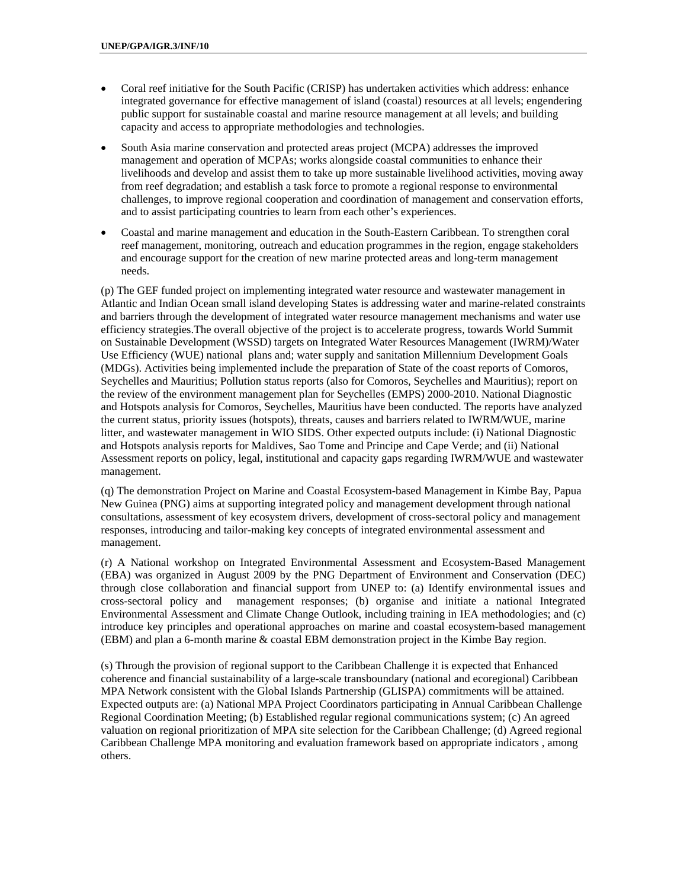- Coral reef initiative for the South Pacific (CRISP) has undertaken activities which address: enhance integrated governance for effective management of island (coastal) resources at all levels; engendering public support for sustainable coastal and marine resource management at all levels; and building capacity and access to appropriate methodologies and technologies.
- South Asia marine conservation and protected areas project (MCPA) addresses the improved management and operation of MCPAs; works alongside coastal communities to enhance their livelihoods and develop and assist them to take up more sustainable livelihood activities, moving away from reef degradation; and establish a task force to promote a regional response to environmental challenges, to improve regional cooperation and coordination of management and conservation efforts, and to assist participating countries to learn from each other's experiences.
- Coastal and marine management and education in the South-Eastern Caribbean. To strengthen coral reef management, monitoring, outreach and education programmes in the region, engage stakeholders and encourage support for the creation of new marine protected areas and long-term management needs.

(p) The GEF funded project on implementing integrated water resource and wastewater management in Atlantic and Indian Ocean small island developing States is addressing water and marine-related constraints and barriers through the development of integrated water resource management mechanisms and water use efficiency strategies.The overall objective of the project is to accelerate progress, towards World Summit on Sustainable Development (WSSD) targets on Integrated Water Resources Management (IWRM)/Water Use Efficiency (WUE) national plans and; water supply and sanitation Millennium Development Goals (MDGs). Activities being implemented include the preparation of State of the coast reports of Comoros, Seychelles and Mauritius; Pollution status reports (also for Comoros, Seychelles and Mauritius); report on the review of the environment management plan for Seychelles (EMPS) 2000-2010. National Diagnostic and Hotspots analysis for Comoros, Seychelles, Mauritius have been conducted. The reports have analyzed the current status, priority issues (hotspots), threats, causes and barriers related to IWRM/WUE, marine litter, and wastewater management in WIO SIDS. Other expected outputs include: (i) National Diagnostic and Hotspots analysis reports for Maldives, Sao Tome and Principe and Cape Verde; and (ii) National Assessment reports on policy, legal, institutional and capacity gaps regarding IWRM/WUE and wastewater management.

(q) The demonstration Project on Marine and Coastal Ecosystem-based Management in Kimbe Bay, Papua New Guinea (PNG) aims at supporting integrated policy and management development through national consultations, assessment of key ecosystem drivers, development of cross-sectoral policy and management responses, introducing and tailor-making key concepts of integrated environmental assessment and management.

(r) A National workshop on Integrated Environmental Assessment and Ecosystem-Based Management (EBA) was organized in August 2009 by the PNG Department of Environment and Conservation (DEC) through close collaboration and financial support from UNEP to: (a) Identify environmental issues and cross-sectoral policy and management responses; (b) organise and initiate a national Integrated Environmental Assessment and Climate Change Outlook, including training in IEA methodologies; and (c) introduce key principles and operational approaches on marine and coastal ecosystem-based management (EBM) and plan a 6-month marine & coastal EBM demonstration project in the Kimbe Bay region.

(s) Through the provision of regional support to the Caribbean Challenge it is expected that Enhanced coherence and financial sustainability of a large-scale transboundary (national and ecoregional) Caribbean MPA Network consistent with the Global Islands Partnership (GLISPA) commitments will be attained. Expected outputs are: (a) National MPA Project Coordinators participating in Annual Caribbean Challenge Regional Coordination Meeting; (b) Established regular regional communications system; (c) An agreed valuation on regional prioritization of MPA site selection for the Caribbean Challenge; (d) Agreed regional Caribbean Challenge MPA monitoring and evaluation framework based on appropriate indicators , among others.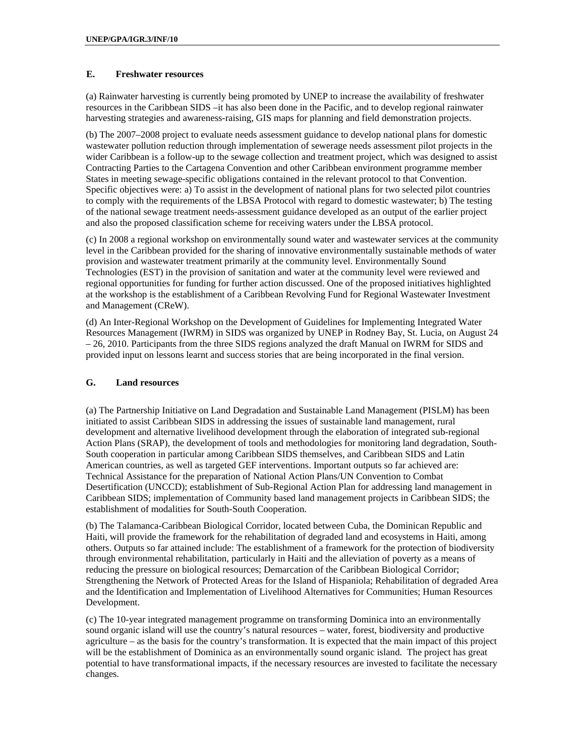## E. Freshwater resources

(a) Rainwater harvesting is currently being promoted by UNEP to increase the availability of freshwater resources in the Caribbean SIDS –it has also been done in the Pacific, and to develop regional rainwater harvesting strategies and awareness-raising, GIS maps for planning and field demonstration projects.

(b) The 2007–2008 project to evaluate needs assessment guidance to develop national plans for domestic wastewater pollution reduction through implementation of sewerage needs assessment pilot projects in the wider Caribbean is a follow-up to the sewage collection and treatment project, which was designed to assist Contracting Parties to the Cartagena Convention and other Caribbean environment programme member States in meeting sewage-specific obligations contained in the relevant protocol to that Convention. Specific objectives were: a) To assist in the development of national plans for two selected pilot countries to comply with the requirements of the LBSA Protocol with regard to domestic wastewater; b) The testing of the national sewage treatment needs-assessment guidance developed as an output of the earlier project and also the proposed classification scheme for receiving waters under the LBSA protocol.

(c) In 2008 a regional workshop on environmentally sound water and wastewater services at the community level in the Caribbean provided for the sharing of innovative environmentally sustainable methods of water provision and wastewater treatment primarily at the community level. Environmentally Sound Technologies (EST) in the provision of sanitation and water at the community level were reviewed and regional opportunities for funding for further action discussed. One of the proposed initiatives highlighted at the workshop is the establishment of a Caribbean Revolving Fund for Regional Wastewater Investment and Management (CReW).

(d) An Inter-Regional Workshop on the Development of Guidelines for Implementing Integrated Water Resources Management (IWRM) in SIDS was organized by UNEP in Rodney Bay, St. Lucia, on August 24 – 26, 2010. Participants from the three SIDS regions analyzed the draft Manual on IWRM for SIDS and provided input on lessons learnt and success stories that are being incorporated in the final version.

## G. Land resources

(a) The Partnership Initiative on Land Degradation and Sustainable Land Management (PISLM) has been initiated to assist Caribbean SIDS in addressing the issues of sustainable land management, rural development and alternative livelihood development through the elaboration of integrated sub-regional Action Plans (SRAP), the development of tools and methodologies for monitoring land degradation, South-South cooperation in particular among Caribbean SIDS themselves, and Caribbean SIDS and Latin American countries, as well as targeted GEF interventions. Important outputs so far achieved are: Technical Assistance for the preparation of National Action Plans/UN Convention to Combat Desertification (UNCCD); establishment of Sub-Regional Action Plan for addressing land management in Caribbean SIDS; implementation of Community based land management projects in Caribbean SIDS; the establishment of modalities for South-South Cooperation.

(b) The Talamanca-Caribbean Biological Corridor, located between Cuba, the Dominican Republic and Haiti, will provide the framework for the rehabilitation of degraded land and ecosystems in Haiti, among others. Outputs so far attained include: The establishment of a framework for the protection of biodiversity through environmental rehabilitation, particularly in Haiti and the alleviation of poverty as a means of reducing the pressure on biological resources; Demarcation of the Caribbean Biological Corridor; Strengthening the Network of Protected Areas for the Island of Hispaniola; Rehabilitation of degraded Area and the Identification and Implementation of Livelihood Alternatives for Communities; Human Resources Development.

(c) The 10-year integrated management programme on transforming Dominica into an environmentally sound organic island will use the country's natural resources – water, forest, biodiversity and productive agriculture – as the basis for the country's transformation. It is expected that the main impact of this project will be the establishment of Dominica as an environmentally sound organic island. The project has great potential to have transformational impacts, if the necessary resources are invested to facilitate the necessary changes.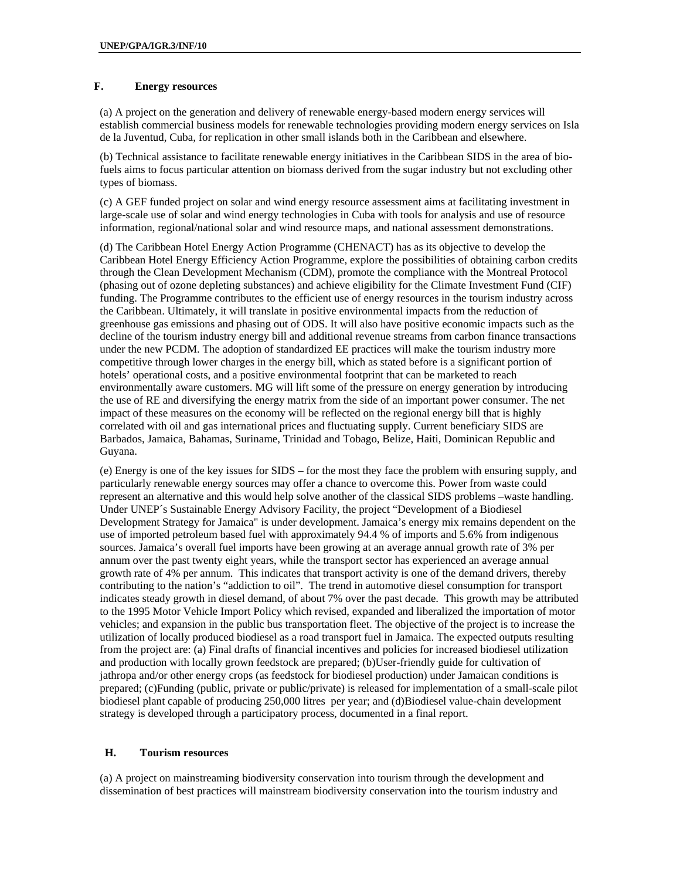### F. Energy resources

(a) A project on the generation and delivery of renewable energy-based modern energy services will establish commercial business models for renewable technologies providing modern energy services on Isla de la Juventud, Cuba, for replication in other small islands both in the Caribbean and elsewhere.

(b) Technical assistance to facilitate renewable energy initiatives in the Caribbean SIDS in the area of bio-fuels aims to focus particular attention on biomass derived from the sugar industry but not excluding other types of biomass.

(c) A GEF funded project on solar and wind energy resource assessment aims at facilitating investment in large-scale use of solar and wind energy technologies in Cuba with tools for analysis and use of resource information, regional/national solar and wind resource maps, and national assessment demonstrations.

(d) The Caribbean Hotel Energy Action Programme (CHENACT) has as its objective to develop the Caribbean Hotel Energy Efficiency Action Programme, explore the possibilities of obtaining carbon credits through the Clean Development Mechanism (CDM), promote the compliance with the Montreal Protocol (phasing out of ozone depleting substances) and achieve eligibility for the Climate Investment Fund (CIF) funding. The Programme contributes to the efficient use of energy resources in the tourism industry across the Caribbean. Ultimately, it will translate in positive environmental impacts from the reduction of greenhouse gas emissions and phasing out of ODS. It will also have positive economic impacts such as the decline of the tourism industry energy bill and additional revenue streams from carbon finance transactions under the new PCDM. The adoption of standardized EE practices will make the tourism industry more competitive through lower charges in the energy bill, which as stated before is a significant portion of hotels' operational costs, and a positive environmental footprint that can be marketed to reach environmentally aware customers. MG will lift some of the pressure on energy generation by introducing the use of RE and diversifying the energy matrix from the side of an important power consumer. The net impact of these measures on the economy will be reflected on the regional energy bill that is highly correlated with oil and gas international prices and fluctuating supply. Current beneficiary SIDS are Barbados, Jamaica, Bahamas, Suriname, Trinidad and Tobago, Belize, Haiti, Dominican Republic and Guyana.

(e) Energy is one of the key issues for SIDS – for the most they face the problem with ensuring supply, and particularly renewable energy sources may offer a chance to overcome this. Power from waste could represent an alternative and this would help solve another of the classical SIDS problems –waste handling. Under UNEP´s Sustainable Energy Advisory Facility, the project "Development of a Biodiesel Development Strategy for Jamaica" is under development. Jamaica's energy mix remains dependent on the use of imported petroleum based fuel with approximately 94.4 % of imports and 5.6% from indigenous sources. Jamaica's overall fuel imports have been growing at an average annual growth rate of 3% per annum over the past twenty eight years, while the transport sector has experienced an average annual growth rate of 4% per annum. This indicates that transport activity is one of the demand drivers, thereby contributing to the nation's "addiction to oil". The trend in automotive diesel consumption for transport indicates steady growth in diesel demand, of about 7% over the past decade. This growth may be attributed to the 1995 Motor Vehicle Import Policy which revised, expanded and liberalized the importation of motor vehicles; and expansion in the public bus transportation fleet. The objective of the project is to increase the utilization of locally produced biodiesel as a road transport fuel in Jamaica. The expected outputs resulting from the project are: (a) Final drafts of financial incentives and policies for increased biodiesel utilization and production with locally grown feedstock are prepared; (b)User-friendly guide for cultivation of jathropa and/or other energy crops (as feedstock for biodiesel production) under Jamaican conditions is prepared; (c)Funding (public, private or public/private) is released for implementation of a small-scale pilot biodiesel plant capable of producing 250,000 litres per year; and (d)Biodiesel value-chain development strategy is developed through a participatory process, documented in a final report.

### H. Tourism resources

(a) A project on mainstreaming biodiversity conservation into tourism through the development and dissemination of best practices will mainstream biodiversity conservation into the tourism industry and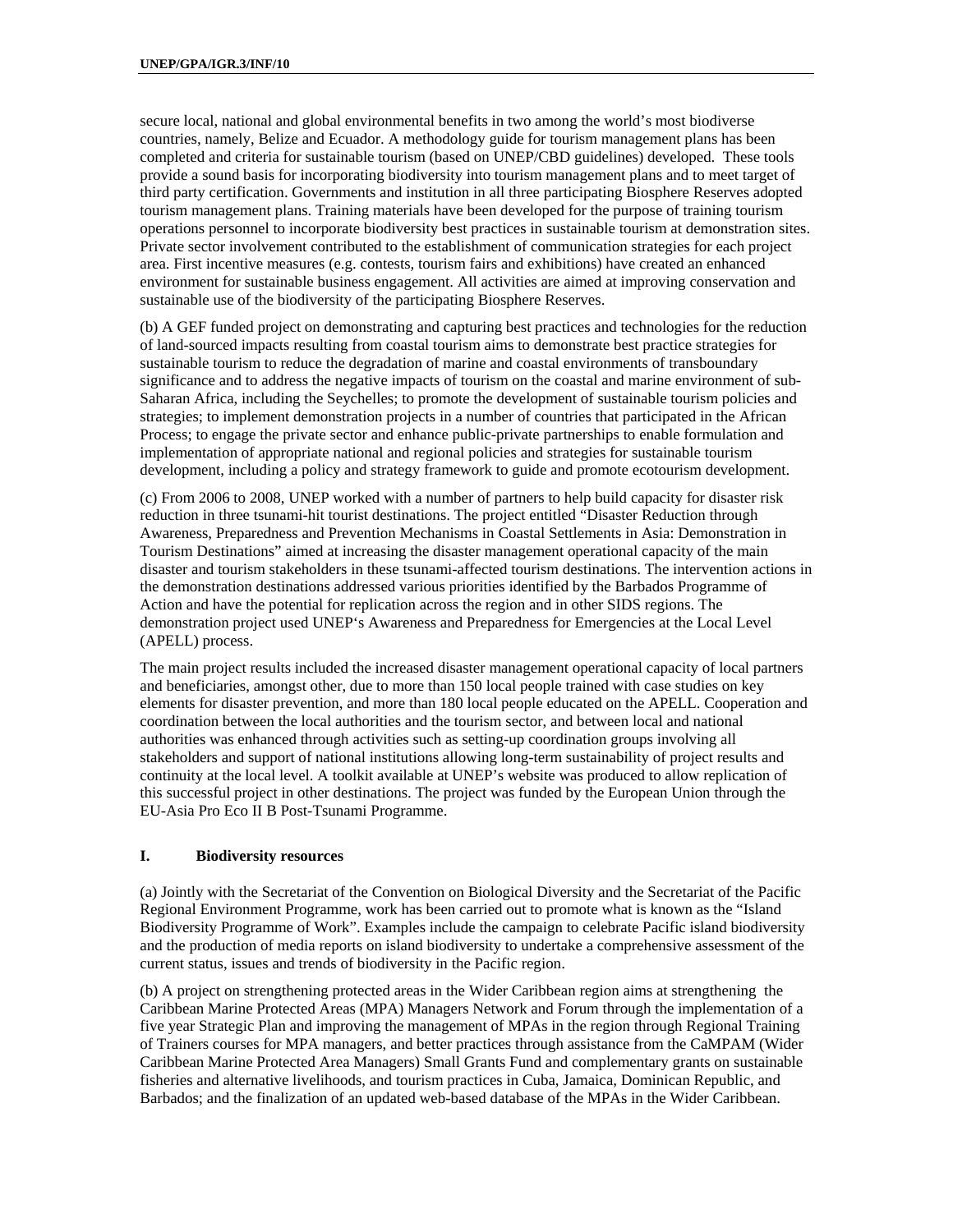secure local, national and global environmental benefits in two among the world's most biodiverse countries, namely, Belize and Ecuador. A methodology guide for tourism management plans has been completed and criteria for sustainable tourism (based on UNEP/CBD guidelines) developed. These tools provide a sound basis for incorporating biodiversity into tourism management plans and to meet target of third party certification. Governments and institution in all three participating Biosphere Reserves adopted tourism management plans. Training materials have been developed for the purpose of training tourism operations personnel to incorporate biodiversity best practices in sustainable tourism at demonstration sites. Private sector involvement contributed to the establishment of communication strategies for each project area. First incentive measures (e.g. contests, tourism fairs and exhibitions) have created an enhanced environment for sustainable business engagement. All activities are aimed at improving conservation and sustainable use of the biodiversity of the participating Biosphere Reserves.

(b) A GEF funded project on demonstrating and capturing best practices and technologies for the reduction of land-sourced impacts resulting from coastal tourism aims to demonstrate best practice strategies for sustainable tourism to reduce the degradation of marine and coastal environments of transboundary significance and to address the negative impacts of tourism on the coastal and marine environment of sub-Saharan Africa, including the Seychelles; to promote the development of sustainable tourism policies and strategies; to implement demonstration projects in a number of countries that participated in the African Process; to engage the private sector and enhance public-private partnerships to enable formulation and implementation of appropriate national and regional policies and strategies for sustainable tourism development, including a policy and strategy framework to guide and promote ecotourism development.

(c) From 2006 to 2008, UNEP worked with a number of partners to help build capacity for disaster risk reduction in three tsunami-hit tourist destinations. The project entitled "Disaster Reduction through Awareness, Preparedness and Prevention Mechanisms in Coastal Settlements in Asia: Demonstration in Tourism Destinations" aimed at increasing the disaster management operational capacity of the main disaster and tourism stakeholders in these tsunami-affected tourism destinations. The intervention actions in the demonstration destinations addressed various priorities identified by the Barbados Programme of Action and have the potential for replication across the region and in other SIDS regions. The demonstration project used UNEP's Awareness and Preparedness for Emergencies at the Local Level (APELL) process.

The main project results included the increased disaster management operational capacity of local partners and beneficiaries, amongst other, due to more than 150 local people trained with case studies on key elements for disaster prevention, and more than 180 local people educated on the APELL. Cooperation and coordination between the local authorities and the tourism sector, and between local and national authorities was enhanced through activities such as setting-up coordination groups involving all stakeholders and support of national institutions allowing long-term sustainability of project results and continuity at the local level. A toolkit available at UNEP's website was produced to allow replication of this successful project in other destinations. The project was funded by the European Union through the EU-Asia Pro Eco II B Post-Tsunami Programme.

## I. Biodiversity resources

(a) Jointly with the Secretariat of the Convention on Biological Diversity and the Secretariat of the Pacific Regional Environment Programme, work has been carried out to promote what is known as the "Island Biodiversity Programme of Work". Examples include the campaign to celebrate Pacific island biodiversity and the production of media reports on island biodiversity to undertake a comprehensive assessment of the current status, issues and trends of biodiversity in the Pacific region.

(b) A project on strengthening protected areas in the Wider Caribbean region aims at strengthening the Caribbean Marine Protected Areas (MPA) Managers Network and Forum through the implementation of a five year Strategic Plan and improving the management of MPAs in the region through Regional Training of Trainers courses for MPA managers, and better practices through assistance from the CaMPAM (Wider Caribbean Marine Protected Area Managers) Small Grants Fund and complementary grants on sustainable fisheries and alternative livelihoods, and tourism practices in Cuba, Jamaica, Dominican Republic, and Barbados; and the finalization of an updated web-based database of the MPAs in the Wider Caribbean.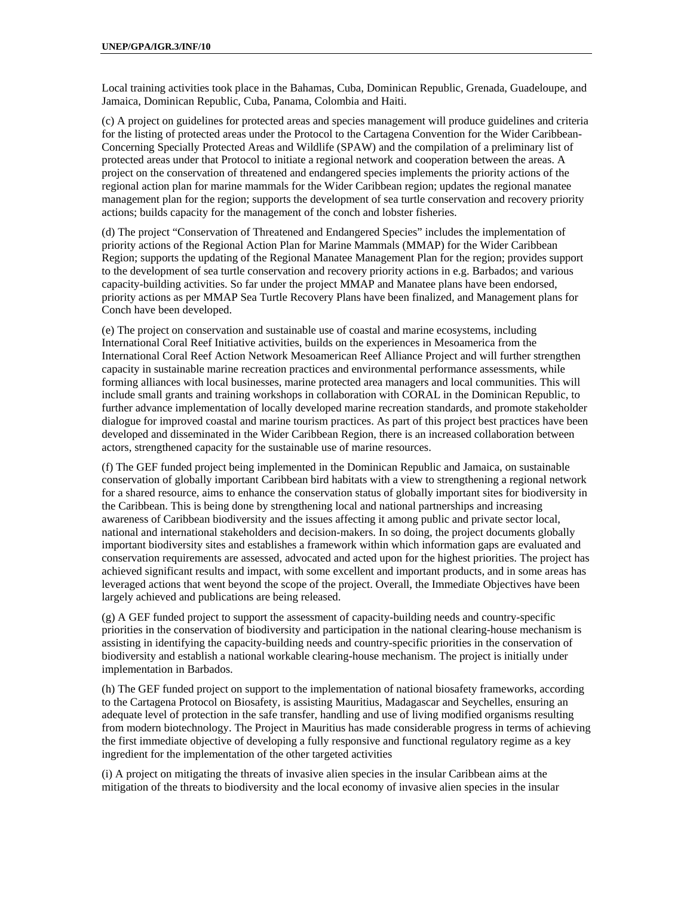Local training activities took place in the Bahamas, Cuba, Dominican Republic, Grenada, Guadeloupe, and Jamaica, Dominican Republic, Cuba, Panama, Colombia and Haiti.

(c) A project on guidelines for protected areas and species management will produce guidelines and criteria for the listing of protected areas under the Protocol to the Cartagena Convention for the Wider Caribbean- Concerning Specially Protected Areas and Wildlife (SPAW) and the compilation of a preliminary list of protected areas under that Protocol to initiate a regional network and cooperation between the areas. A project on the conservation of threatened and endangered species implements the priority actions of the regional action plan for marine mammals for the Wider Caribbean region; updates the regional manatee management plan for the region; supports the development of sea turtle conservation and recovery priority actions; builds capacity for the management of the conch and lobster fisheries.

(d) The project "Conservation of Threatened and Endangered Species" includes the implementation of priority actions of the Regional Action Plan for Marine Mammals (MMAP) for the Wider Caribbean Region; supports the updating of the Regional Manatee Management Plan for the region; provides support to the development of sea turtle conservation and recovery priority actions in e.g. Barbados; and various capacity-building activities. So far under the project MMAP and Manatee plans have been endorsed, priority actions as per MMAP Sea Turtle Recovery Plans have been finalized, and Management plans for Conch have been developed.

(e) The project on conservation and sustainable use of coastal and marine ecosystems, including International Coral Reef Initiative activities, builds on the experiences in Mesoamerica from the International Coral Reef Action Network Mesoamerican Reef Alliance Project and will further strengthen capacity in sustainable marine recreation practices and environmental performance assessments, while forming alliances with local businesses, marine protected area managers and local communities. This will include small grants and training workshops in collaboration with CORAL in the Dominican Republic, to further advance implementation of locally developed marine recreation standards, and promote stakeholder dialogue for improved coastal and marine tourism practices. As part of this project best practices have been developed and disseminated in the Wider Caribbean Region, there is an increased collaboration between actors, strengthened capacity for the sustainable use of marine resources.

(f) The GEF funded project being implemented in the Dominican Republic and Jamaica, on sustainable conservation of globally important Caribbean bird habitats with a view to strengthening a regional network for a shared resource, aims to enhance the conservation status of globally important sites for biodiversity in the Caribbean. This is being done by strengthening local and national partnerships and increasing awareness of Caribbean biodiversity and the issues affecting it among public and private sector local, national and international stakeholders and decision-makers. In so doing, the project documents globally important biodiversity sites and establishes a framework within which information gaps are evaluated and conservation requirements are assessed, advocated and acted upon for the highest priorities. The project has achieved significant results and impact, with some excellent and important products, and in some areas has leveraged actions that went beyond the scope of the project. Overall, the Immediate Objectives have been largely achieved and publications are being released.

(g) A GEF funded project to support the assessment of capacity-building needs and country-specific priorities in the conservation of biodiversity and participation in the national clearing-house mechanism is assisting in identifying the capacity-building needs and country-specific priorities in the conservation of biodiversity and establish a national workable clearing-house mechanism. The project is initially under implementation in Barbados.

(h) The GEF funded project on support to the implementation of national biosafety frameworks, according to the Cartagena Protocol on Biosafety, is assisting Mauritius, Madagascar and Seychelles, ensuring an adequate level of protection in the safe transfer, handling and use of living modified organisms resulting from modern biotechnology. The Project in Mauritius has made considerable progress in terms of achieving the first immediate objective of developing a fully responsive and functional regulatory regime as a key ingredient for the implementation of the other targeted activities

(i) A project on mitigating the threats of invasive alien species in the insular Caribbean aims at the mitigation of the threats to biodiversity and the local economy of invasive alien species in the insular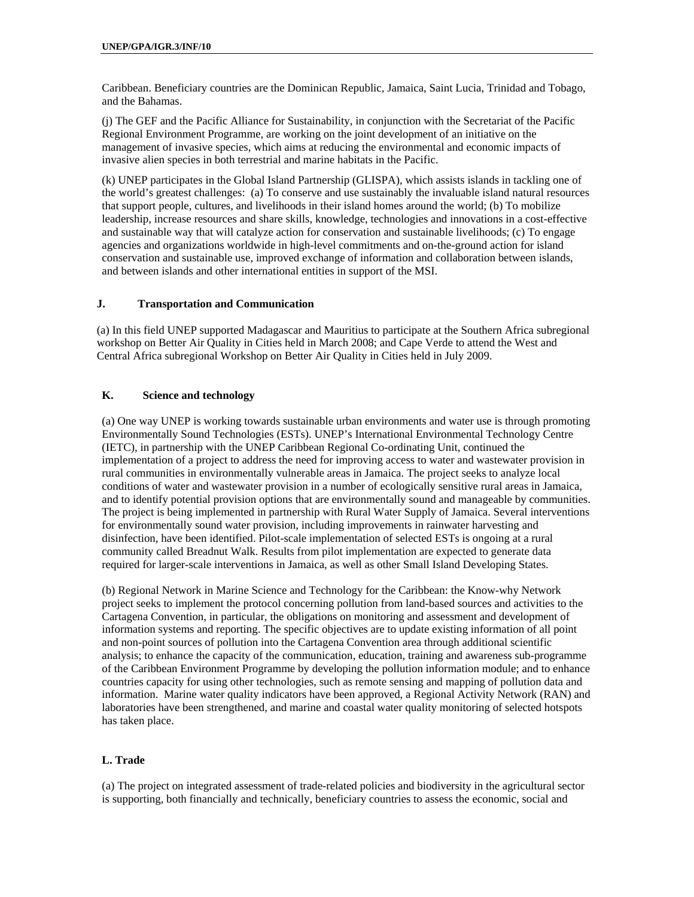Caribbean. Beneficiary countries are the Dominican Republic, Jamaica, Saint Lucia, Trinidad and Tobago, and the Bahamas.

(j) The GEF and the Pacific Alliance for Sustainability, in conjunction with the Secretariat of the Pacific Regional Environment Programme, are working on the joint development of an initiative on the management of invasive species, which aims at reducing the environmental and economic impacts of invasive alien species in both terrestrial and marine habitats in the Pacific.

(k) UNEP participates in the Global Island Partnership (GLISPA), which assists islands in tackling one of the world's greatest challenges: (a) To conserve and use sustainably the invaluable island natural resources that support people, cultures, and livelihoods in their island homes around the world; (b) To mobilize leadership, increase resources and share skills, knowledge, technologies and innovations in a cost-effective and sustainable way that will catalyze action for conservation and sustainable livelihoods; (c) To engage agencies and organizations worldwide in high-level commitments and on-the-ground action for island conservation and sustainable use, improved exchange of information and collaboration between islands, and between islands and other international entities in support of the MSI.

### J. Transportation and Communication

(a) In this field UNEP supported Madagascar and Mauritius to participate at the Southern Africa subregional workshop on Better Air Quality in Cities held in March 2008; and Cape Verde to attend the West and Central Africa subregional Workshop on Better Air Quality in Cities held in July 2009.

### K. Science and technology

(a) One way UNEP is working towards sustainable urban environments and water use is through promoting Environmentally Sound Technologies (ESTs). UNEP's International Environmental Technology Centre (IETC), in partnership with the UNEP Caribbean Regional Co-ordinating Unit, continued the implementation of a project to address the need for improving access to water and wastewater provision in rural communities in environmentally vulnerable areas in Jamaica. The project seeks to analyze local conditions of water and wastewater provision in a number of ecologically sensitive rural areas in Jamaica, and to identify potential provision options that are environmentally sound and manageable by communities. The project is being implemented in partnership with Rural Water Supply of Jamaica. Several interventions for environmentally sound water provision, including improvements in rainwater harvesting and disinfection, have been identified. Pilot-scale implementation of selected ESTs is ongoing at a rural community called Breadnut Walk. Results from pilot implementation are expected to generate data required for larger-scale interventions in Jamaica, as well as other Small Island Developing States.

(b) Regional Network in Marine Science and Technology for the Caribbean: the Know-why Network project seeks to implement the protocol concerning pollution from land-based sources and activities to the Cartagena Convention, in particular, the obligations on monitoring and assessment and development of information systems and reporting. The specific objectives are to update existing information of all point and non-point sources of pollution into the Cartagena Convention area through additional scientific analysis; to enhance the capacity of the communication, education, training and awareness sub-programme of the Caribbean Environment Programme by developing the pollution information module; and to enhance countries capacity for using other technologies, such as remote sensing and mapping of pollution data and information. Marine water quality indicators have been approved, a Regional Activity Network (RAN) and laboratories have been strengthened, and marine and coastal water quality monitoring of selected hotspots has taken place.

### L. Trade

(a) The project on integrated assessment of trade-related policies and biodiversity in the agricultural sector is supporting, both financially and technically, beneficiary countries to assess the economic, social and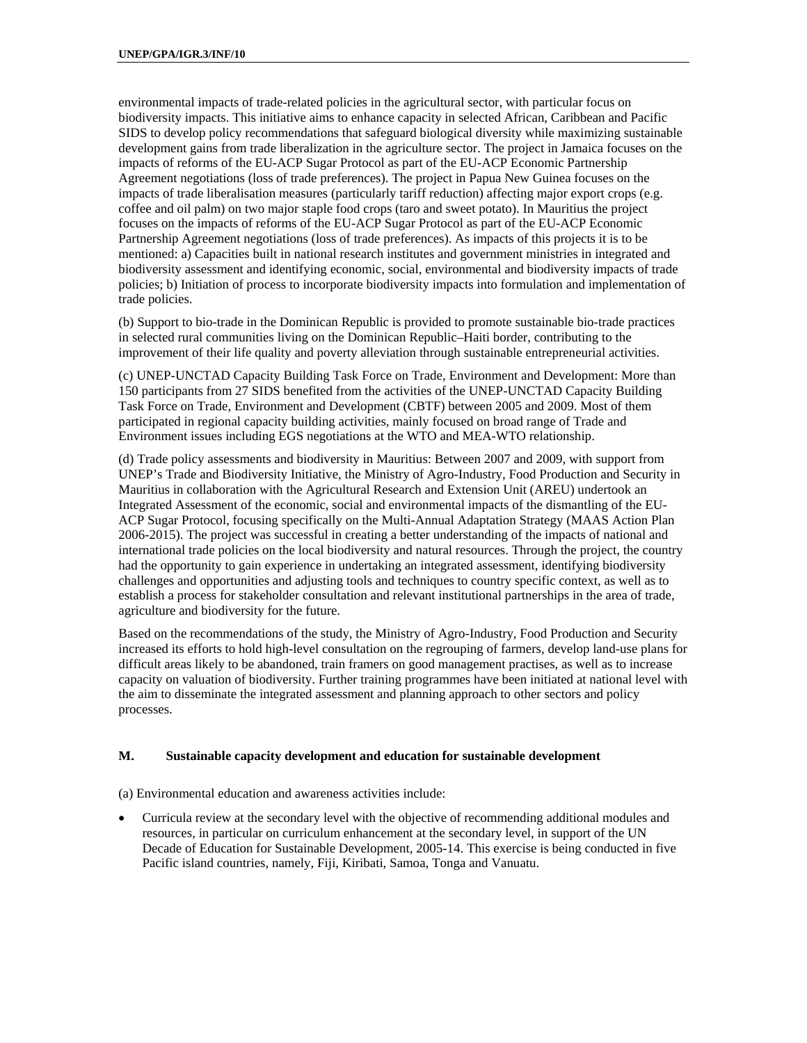environmental impacts of trade-related policies in the agricultural sector, with particular focus on biodiversity impacts. This initiative aims to enhance capacity in selected African, Caribbean and Pacific SIDS to develop policy recommendations that safeguard biological diversity while maximizing sustainable development gains from trade liberalization in the agriculture sector. The project in Jamaica focuses on the impacts of reforms of the EU-ACP Sugar Protocol as part of the EU-ACP Economic Partnership Agreement negotiations (loss of trade preferences). The project in Papua New Guinea focuses on the impacts of trade liberalisation measures (particularly tariff reduction) affecting major export crops (e.g. coffee and oil palm) on two major staple food crops (taro and sweet potato). In Mauritius the project focuses on the impacts of reforms of the EU-ACP Sugar Protocol as part of the EU-ACP Economic Partnership Agreement negotiations (loss of trade preferences). As impacts of this projects it is to be mentioned: a) Capacities built in national research institutes and government ministries in integrated and biodiversity assessment and identifying economic, social, environmental and biodiversity impacts of trade policies; b) Initiation of process to incorporate biodiversity impacts into formulation and implementation of trade policies.

(b) Support to bio-trade in the Dominican Republic is provided to promote sustainable bio-trade practices in selected rural communities living on the Dominican Republic–Haiti border, contributing to the improvement of their life quality and poverty alleviation through sustainable entrepreneurial activities.

(c) UNEP-UNCTAD Capacity Building Task Force on Trade, Environment and Development: More than 150 participants from 27 SIDS benefited from the activities of the UNEP-UNCTAD Capacity Building Task Force on Trade, Environment and Development (CBTF) between 2005 and 2009. Most of them participated in regional capacity building activities, mainly focused on broad range of Trade and Environment issues including EGS negotiations at the WTO and MEA-WTO relationship.

(d) Trade policy assessments and biodiversity in Mauritius: Between 2007 and 2009, with support from UNEP's Trade and Biodiversity Initiative, the Ministry of Agro-Industry, Food Production and Security in Mauritius in collaboration with the Agricultural Research and Extension Unit (AREU) undertook an Integrated Assessment of the economic, social and environmental impacts of the dismantling of the EU-ACP Sugar Protocol, focusing specifically on the Multi-Annual Adaptation Strategy (MAAS Action Plan 2006-2015). The project was successful in creating a better understanding of the impacts of national and international trade policies on the local biodiversity and natural resources. Through the project, the country had the opportunity to gain experience in undertaking an integrated assessment, identifying biodiversity challenges and opportunities and adjusting tools and techniques to country specific context, as well as to establish a process for stakeholder consultation and relevant institutional partnerships in the area of trade, agriculture and biodiversity for the future.

Based on the recommendations of the study, the Ministry of Agro-Industry, Food Production and Security increased its efforts to hold high-level consultation on the regrouping of farmers, develop land-use plans for difficult areas likely to be abandoned, train framers on good management practises, as well as to increase capacity on valuation of biodiversity. Further training programmes have been initiated at national level with the aim to disseminate the integrated assessment and planning approach to other sectors and policy processes.

## M. Sustainable capacity development and education for sustainable development

(a) Environmental education and awareness activities include:

- Curricula review at the secondary level with the objective of recommending additional modules and resources, in particular on curriculum enhancement at the secondary level, in support of the UN Decade of Education for Sustainable Development, 2005-14. This exercise is being conducted in five Pacific island countries, namely, Fiji, Kiribati, Samoa, Tonga and Vanuatu.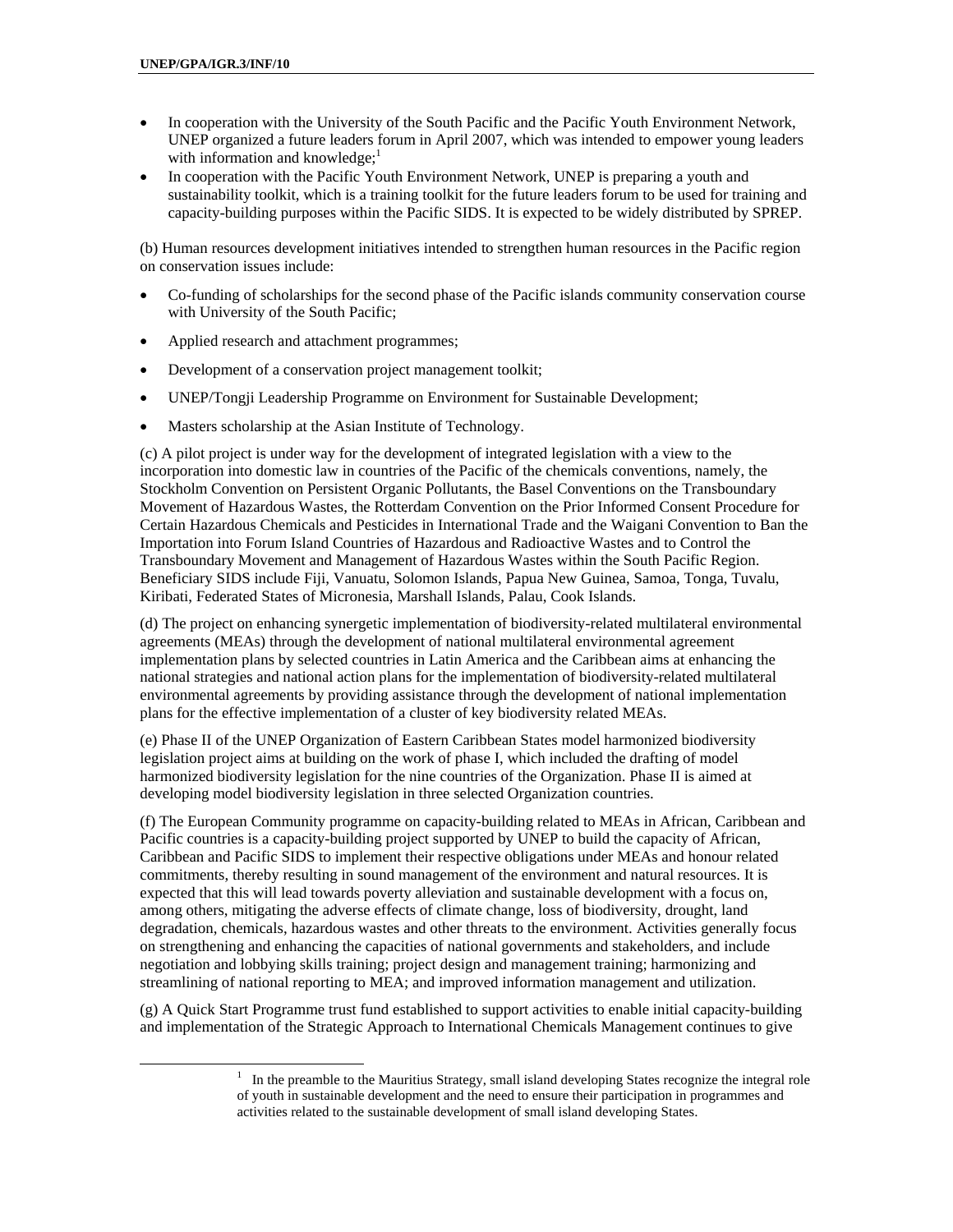- In cooperation with the University of the South Pacific and the Pacific Youth Environment Network, UNEP organized a future leaders forum in April 2007, which was intended to empower young leaders with information and knowledge;[1]
- In cooperation with the Pacific Youth Environment Network, UNEP is preparing a youth and sustainability toolkit, which is a training toolkit for the future leaders forum to be used for training and capacity-building purposes within the Pacific SIDS. It is expected to be widely distributed by SPREP.

(b) Human resources development initiatives intended to strengthen human resources in the Pacific region on conservation issues include:

- Co-funding of scholarships for the second phase of the Pacific islands community conservation course with University of the South Pacific;
- Applied research and attachment programmes;
- Development of a conservation project management toolkit;
- UNEP/Tongji Leadership Programme on Environment for Sustainable Development;
- Masters scholarship at the Asian Institute of Technology.

(c) A pilot project is under way for the development of integrated legislation with a view to the incorporation into domestic law in countries of the Pacific of the chemicals conventions, namely, the Stockholm Convention on Persistent Organic Pollutants, the Basel Conventions on the Transboundary Movement of Hazardous Wastes, the Rotterdam Convention on the Prior Informed Consent Procedure for Certain Hazardous Chemicals and Pesticides in International Trade and the Waigani Convention to Ban the Importation into Forum Island Countries of Hazardous and Radioactive Wastes and to Control the Transboundary Movement and Management of Hazardous Wastes within the South Pacific Region. Beneficiary SIDS include Fiji, Vanuatu, Solomon Islands, Papua New Guinea, Samoa, Tonga, Tuvalu, Kiribati, Federated States of Micronesia, Marshall Islands, Palau, Cook Islands.

(d) The project on enhancing synergetic implementation of biodiversity-related multilateral environmental agreements (MEAs) through the development of national multilateral environmental agreement implementation plans by selected countries in Latin America and the Caribbean aims at enhancing the national strategies and national action plans for the implementation of biodiversity-related multilateral environmental agreements by providing assistance through the development of national implementation plans for the effective implementation of a cluster of key biodiversity related MEAs.

(e) Phase II of the UNEP Organization of Eastern Caribbean States model harmonized biodiversity legislation project aims at building on the work of phase I, which included the drafting of model harmonized biodiversity legislation for the nine countries of the Organization. Phase II is aimed at developing model biodiversity legislation in three selected Organization countries.

(f) The European Community programme on capacity-building related to MEAs in African, Caribbean and Pacific countries is a capacity-building project supported by UNEP to build the capacity of African, Caribbean and Pacific SIDS to implement their respective obligations under MEAs and honour related commitments, thereby resulting in sound management of the environment and natural resources. It is expected that this will lead towards poverty alleviation and sustainable development with a focus on, among others, mitigating the adverse effects of climate change, loss of biodiversity, drought, land degradation, chemicals, hazardous wastes and other threats to the environment. Activities generally focus on strengthening and enhancing the capacities of national governments and stakeholders, and include negotiation and lobbying skills training; project design and management training; harmonizing and streamlining of national reporting to MEA; and improved information management and utilization.

(g) A Quick Start Programme trust fund established to support activities to enable initial capacity-building and implementation of the Strategic Approach to International Chemicals Management continues to give

---

[1] In the preamble to the Mauritius Strategy, small island developing States recognize the integral role of youth in sustainable development and the need to ensure their participation in programmes and activities related to the sustainable development of small island developing States.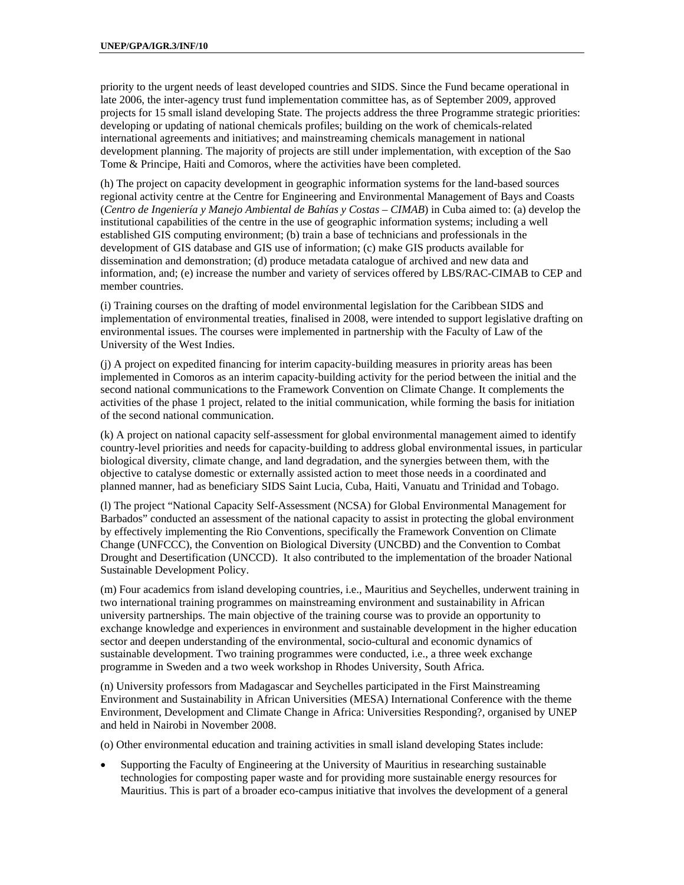priority to the urgent needs of least developed countries and SIDS. Since the Fund became operational in late 2006, the inter-agency trust fund implementation committee has, as of September 2009, approved projects for 15 small island developing State. The projects address the three Programme strategic priorities: developing or updating of national chemicals profiles; building on the work of chemicals-related international agreements and initiatives; and mainstreaming chemicals management in national development planning. The majority of projects are still under implementation, with exception of the Sao Tome & Principe, Haiti and Comoros, where the activities have been completed.

(h) The project on capacity development in geographic information systems for the land-based sources regional activity centre at the Centre for Engineering and Environmental Management of Bays and Coasts (*Centro de Ingeniería y Manejo Ambiental de Bahías y Costas – CIMAB*) in Cuba aimed to: (a) develop the institutional capabilities of the centre in the use of geographic information systems; including a well established GIS computing environment; (b) train a base of technicians and professionals in the development of GIS database and GIS use of information; (c) make GIS products available for dissemination and demonstration; (d) produce metadata catalogue of archived and new data and information, and; (e) increase the number and variety of services offered by LBS/RAC-CIMAB to CEP and member countries.

(i) Training courses on the drafting of model environmental legislation for the Caribbean SIDS and implementation of environmental treaties, finalised in 2008, were intended to support legislative drafting on environmental issues. The courses were implemented in partnership with the Faculty of Law of the University of the West Indies.

(j) A project on expedited financing for interim capacity-building measures in priority areas has been implemented in Comoros as an interim capacity-building activity for the period between the initial and the second national communications to the Framework Convention on Climate Change. It complements the activities of the phase 1 project, related to the initial communication, while forming the basis for initiation of the second national communication.

(k) A project on national capacity self-assessment for global environmental management aimed to identify country-level priorities and needs for capacity-building to address global environmental issues, in particular biological diversity, climate change, and land degradation, and the synergies between them, with the objective to catalyse domestic or externally assisted action to meet those needs in a coordinated and planned manner, had as beneficiary SIDS Saint Lucia, Cuba, Haiti, Vanuatu and Trinidad and Tobago.

(l) The project "National Capacity Self-Assessment (NCSA) for Global Environmental Management for Barbados" conducted an assessment of the national capacity to assist in protecting the global environment by effectively implementing the Rio Conventions, specifically the Framework Convention on Climate Change (UNFCCC), the Convention on Biological Diversity (UNCBD) and the Convention to Combat Drought and Desertification (UNCCD). It also contributed to the implementation of the broader National Sustainable Development Policy.

(m) Four academics from island developing countries, i.e., Mauritius and Seychelles, underwent training in two international training programmes on mainstreaming environment and sustainability in African university partnerships. The main objective of the training course was to provide an opportunity to exchange knowledge and experiences in environment and sustainable development in the higher education sector and deepen understanding of the environmental, socio-cultural and economic dynamics of sustainable development. Two training programmes were conducted, i.e., a three week exchange programme in Sweden and a two week workshop in Rhodes University, South Africa.

(n) University professors from Madagascar and Seychelles participated in the First Mainstreaming Environment and Sustainability in African Universities (MESA) International Conference with the theme Environment, Development and Climate Change in Africa: Universities Responding?, organised by UNEP and held in Nairobi in November 2008.

(o) Other environmental education and training activities in small island developing States include:

- Supporting the Faculty of Engineering at the University of Mauritius in researching sustainable technologies for composting paper waste and for providing more sustainable energy resources for Mauritius. This is part of a broader eco-campus initiative that involves the development of a general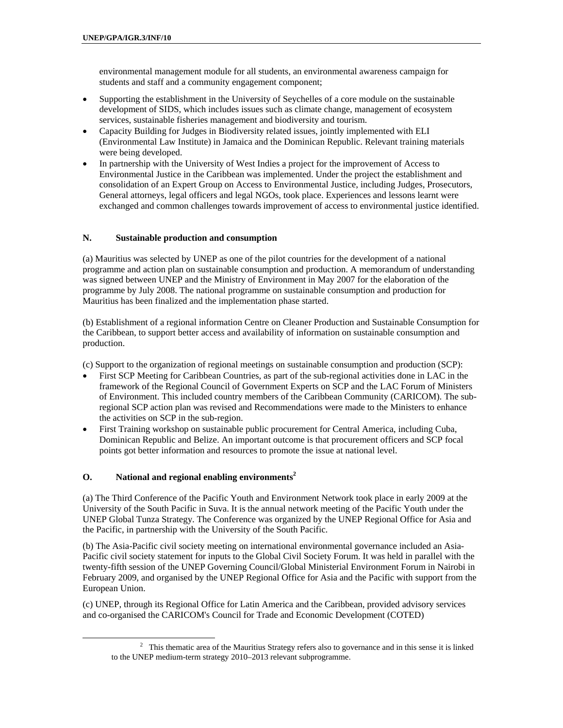environmental management module for all students, an environmental awareness campaign for students and staff and a community engagement component;

- Supporting the establishment in the University of Seychelles of a core module on the sustainable development of SIDS, which includes issues such as climate change, management of ecosystem services, sustainable fisheries management and biodiversity and tourism.
- Capacity Building for Judges in Biodiversity related issues, jointly implemented with ELI (Environmental Law Institute) in Jamaica and the Dominican Republic. Relevant training materials were being developed.
- In partnership with the University of West Indies a project for the improvement of Access to Environmental Justice in the Caribbean was implemented. Under the project the establishment and consolidation of an Expert Group on Access to Environmental Justice, including Judges, Prosecutors, General attorneys, legal officers and legal NGOs, took place. Experiences and lessons learnt were exchanged and common challenges towards improvement of access to environmental justice identified.

## N. Sustainable production and consumption

(a) Mauritius was selected by UNEP as one of the pilot countries for the development of a national programme and action plan on sustainable consumption and production. A memorandum of understanding was signed between UNEP and the Ministry of Environment in May 2007 for the elaboration of the programme by July 2008. The national programme on sustainable consumption and production for Mauritius has been finalized and the implementation phase started.

(b) Establishment of a regional information Centre on Cleaner Production and Sustainable Consumption for the Caribbean, to support better access and availability of information on sustainable consumption and production.

(c) Support to the organization of regional meetings on sustainable consumption and production (SCP):

- First SCP Meeting for Caribbean Countries, as part of the sub-regional activities done in LAC in the framework of the Regional Council of Government Experts on SCP and the LAC Forum of Ministers of Environment. This included country members of the Caribbean Community (CARICOM). The sub-regional SCP action plan was revised and Recommendations were made to the Ministers to enhance the activities on SCP in the sub-region.
- First Training workshop on sustainable public procurement for Central America, including Cuba, Dominican Republic and Belize. An important outcome is that procurement officers and SCP focal points got better information and resources to promote the issue at national level.

## O. National and regional enabling environments[2]

(a) The Third Conference of the Pacific Youth and Environment Network took place in early 2009 at the University of the South Pacific in Suva. It is the annual network meeting of the Pacific Youth under the UNEP Global Tunza Strategy. The Conference was organized by the UNEP Regional Office for Asia and the Pacific, in partnership with the University of the South Pacific.

(b) The Asia-Pacific civil society meeting on international environmental governance included an Asia-Pacific civil society statement for inputs to the Global Civil Society Forum. It was held in parallel with the twenty-fifth session of the UNEP Governing Council/Global Ministerial Environment Forum in Nairobi in February 2009, and organised by the UNEP Regional Office for Asia and the Pacific with support from the European Union.

(c) UNEP, through its Regional Office for Latin America and the Caribbean, provided advisory services and co-organised the CARICOM's Council for Trade and Economic Development (COTED)

[2] This thematic area of the Mauritius Strategy refers also to governance and in this sense it is linked to the UNEP medium-term strategy 2010–2013 relevant subprogramme.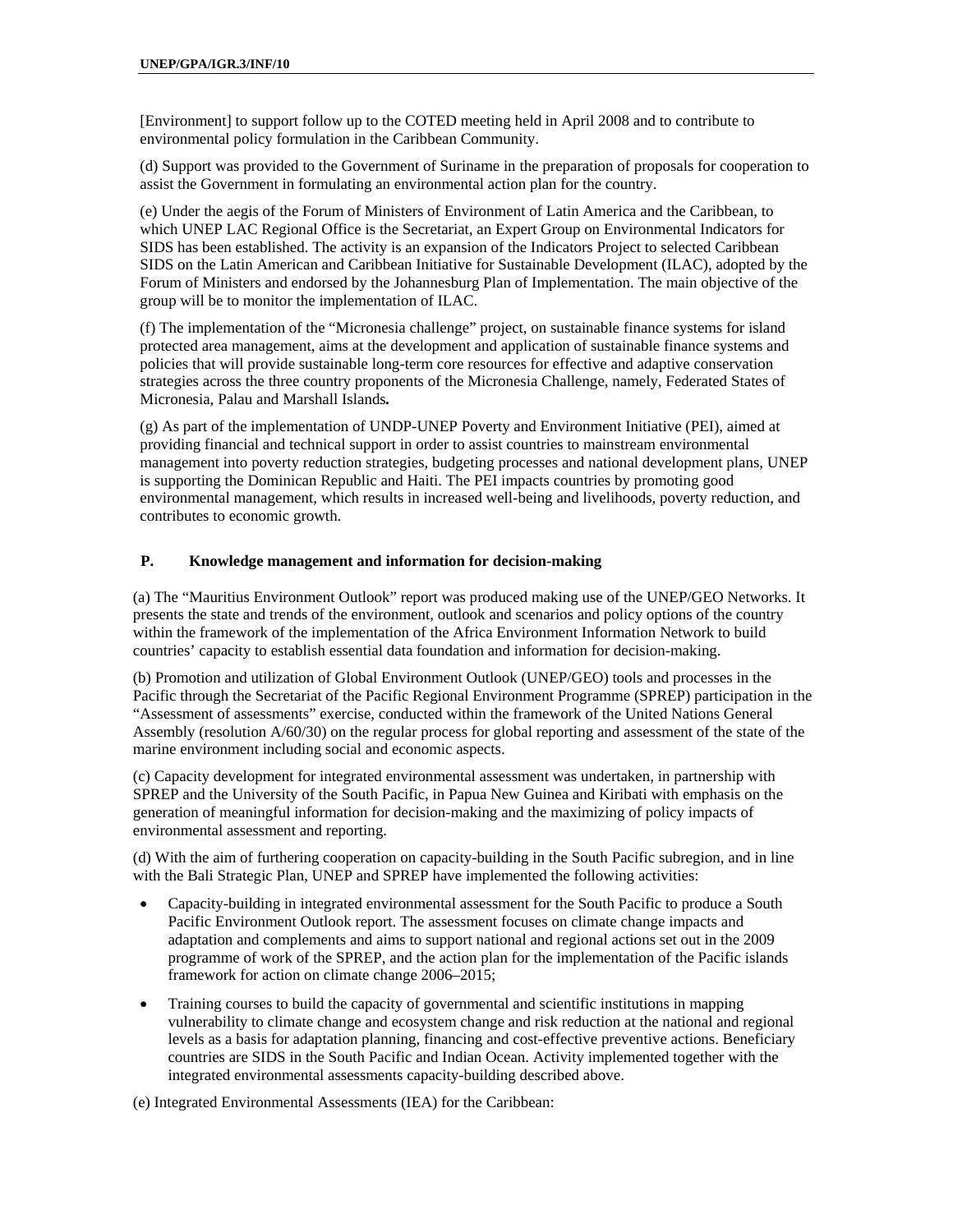[Environment] to support follow up to the COTED meeting held in April 2008 and to contribute to environmental policy formulation in the Caribbean Community.

(d) Support was provided to the Government of Suriname in the preparation of proposals for cooperation to assist the Government in formulating an environmental action plan for the country.

(e) Under the aegis of the Forum of Ministers of Environment of Latin America and the Caribbean, to which UNEP LAC Regional Office is the Secretariat, an Expert Group on Environmental Indicators for SIDS has been established. The activity is an expansion of the Indicators Project to selected Caribbean SIDS on the Latin American and Caribbean Initiative for Sustainable Development (ILAC), adopted by the Forum of Ministers and endorsed by the Johannesburg Plan of Implementation. The main objective of the group will be to monitor the implementation of ILAC.

(f) The implementation of the "Micronesia challenge" project, on sustainable finance systems for island protected area management, aims at the development and application of sustainable finance systems and policies that will provide sustainable long-term core resources for effective and adaptive conservation strategies across the three country proponents of the Micronesia Challenge, namely, Federated States of Micronesia, Palau and Marshall Islands**.**

(g) As part of the implementation of UNDP-UNEP Poverty and Environment Initiative (PEI), aimed at providing financial and technical support in order to assist countries to mainstream environmental management into poverty reduction strategies, budgeting processes and national development plans, UNEP is supporting the Dominican Republic and Haiti. The PEI impacts countries by promoting good environmental management, which results in increased well-being and livelihoods, poverty reduction, and contributes to economic growth.

## P. Knowledge management and information for decision-making

(a) The "Mauritius Environment Outlook" report was produced making use of the UNEP/GEO Networks. It presents the state and trends of the environment, outlook and scenarios and policy options of the country within the framework of the implementation of the Africa Environment Information Network to build countries' capacity to establish essential data foundation and information for decision-making.

(b) Promotion and utilization of Global Environment Outlook (UNEP/GEO) tools and processes in the Pacific through the Secretariat of the Pacific Regional Environment Programme (SPREP) participation in the "Assessment of assessments" exercise, conducted within the framework of the United Nations General Assembly (resolution A/60/30) on the regular process for global reporting and assessment of the state of the marine environment including social and economic aspects.

(c) Capacity development for integrated environmental assessment was undertaken, in partnership with SPREP and the University of the South Pacific, in Papua New Guinea and Kiribati with emphasis on the generation of meaningful information for decision-making and the maximizing of policy impacts of environmental assessment and reporting.

(d) With the aim of furthering cooperation on capacity-building in the South Pacific subregion, and in line with the Bali Strategic Plan, UNEP and SPREP have implemented the following activities:

- Capacity-building in integrated environmental assessment for the South Pacific to produce a South Pacific Environment Outlook report. The assessment focuses on climate change impacts and adaptation and complements and aims to support national and regional actions set out in the 2009 programme of work of the SPREP, and the action plan for the implementation of the Pacific islands framework for action on climate change 2006–2015;
- Training courses to build the capacity of governmental and scientific institutions in mapping vulnerability to climate change and ecosystem change and risk reduction at the national and regional levels as a basis for adaptation planning, financing and cost-effective preventive actions. Beneficiary countries are SIDS in the South Pacific and Indian Ocean. Activity implemented together with the integrated environmental assessments capacity-building described above.

(e) Integrated Environmental Assessments (IEA) for the Caribbean: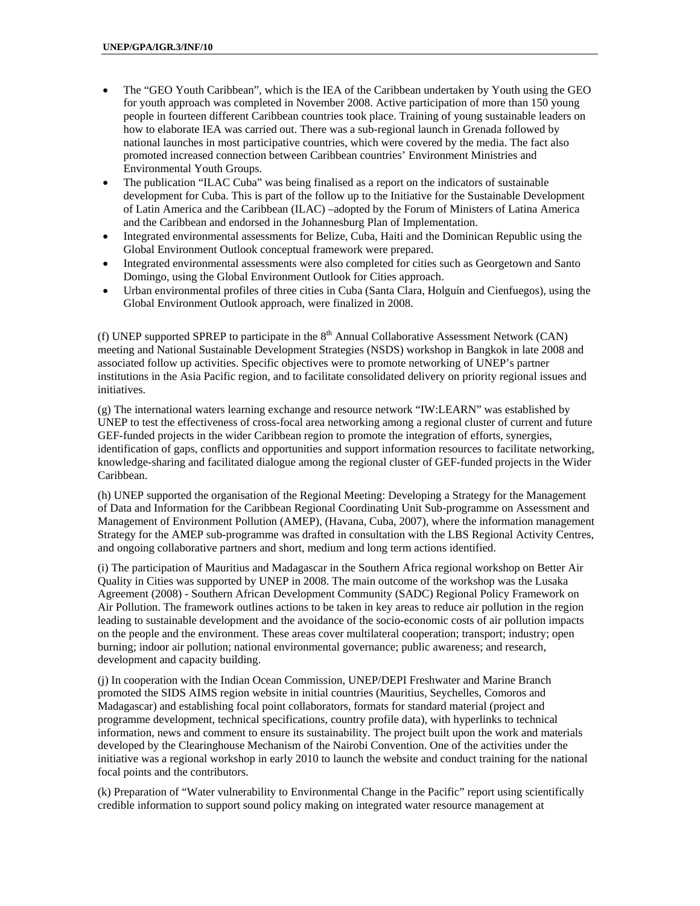- The "GEO Youth Caribbean", which is the IEA of the Caribbean undertaken by Youth using the GEO for youth approach was completed in November 2008. Active participation of more than 150 young people in fourteen different Caribbean countries took place. Training of young sustainable leaders on how to elaborate IEA was carried out. There was a sub-regional launch in Grenada followed by national launches in most participative countries, which were covered by the media. The fact also promoted increased connection between Caribbean countries' Environment Ministries and Environmental Youth Groups.
- The publication "ILAC Cuba" was being finalised as a report on the indicators of sustainable development for Cuba. This is part of the follow up to the Initiative for the Sustainable Development of Latin America and the Caribbean (ILAC) –adopted by the Forum of Ministers of Latina America and the Caribbean and endorsed in the Johannesburg Plan of Implementation.
- Integrated environmental assessments for Belize, Cuba, Haiti and the Dominican Republic using the Global Environment Outlook conceptual framework were prepared.
- Integrated environmental assessments were also completed for cities such as Georgetown and Santo Domingo, using the Global Environment Outlook for Cities approach.
- Urban environmental profiles of three cities in Cuba (Santa Clara, Holguín and Cienfuegos), using the Global Environment Outlook approach, were finalized in 2008.

(f) UNEP supported SPREP to participate in the 8th Annual Collaborative Assessment Network (CAN) meeting and National Sustainable Development Strategies (NSDS) workshop in Bangkok in late 2008 and associated follow up activities. Specific objectives were to promote networking of UNEP's partner institutions in the Asia Pacific region, and to facilitate consolidated delivery on priority regional issues and initiatives.

(g) The international waters learning exchange and resource network "IW:LEARN" was established by UNEP to test the effectiveness of cross-focal area networking among a regional cluster of current and future GEF-funded projects in the wider Caribbean region to promote the integration of efforts, synergies, identification of gaps, conflicts and opportunities and support information resources to facilitate networking, knowledge-sharing and facilitated dialogue among the regional cluster of GEF-funded projects in the Wider Caribbean.

(h) UNEP supported the organisation of the Regional Meeting: Developing a Strategy for the Management of Data and Information for the Caribbean Regional Coordinating Unit Sub-programme on Assessment and Management of Environment Pollution (AMEP), (Havana, Cuba, 2007), where the information management Strategy for the AMEP sub-programme was drafted in consultation with the LBS Regional Activity Centres, and ongoing collaborative partners and short, medium and long term actions identified.

(i) The participation of Mauritius and Madagascar in the Southern Africa regional workshop on Better Air Quality in Cities was supported by UNEP in 2008. The main outcome of the workshop was the Lusaka Agreement (2008) - Southern African Development Community (SADC) Regional Policy Framework on Air Pollution. The framework outlines actions to be taken in key areas to reduce air pollution in the region leading to sustainable development and the avoidance of the socio-economic costs of air pollution impacts on the people and the environment. These areas cover multilateral cooperation; transport; industry; open burning; indoor air pollution; national environmental governance; public awareness; and research, development and capacity building.

(j) In cooperation with the Indian Ocean Commission, UNEP/DEPI Freshwater and Marine Branch promoted the SIDS AIMS region website in initial countries (Mauritius, Seychelles, Comoros and Madagascar) and establishing focal point collaborators, formats for standard material (project and programme development, technical specifications, country profile data), with hyperlinks to technical information, news and comment to ensure its sustainability. The project built upon the work and materials developed by the Clearinghouse Mechanism of the Nairobi Convention. One of the activities under the initiative was a regional workshop in early 2010 to launch the website and conduct training for the national focal points and the contributors.

(k) Preparation of "Water vulnerability to Environmental Change in the Pacific" report using scientifically credible information to support sound policy making on integrated water resource management at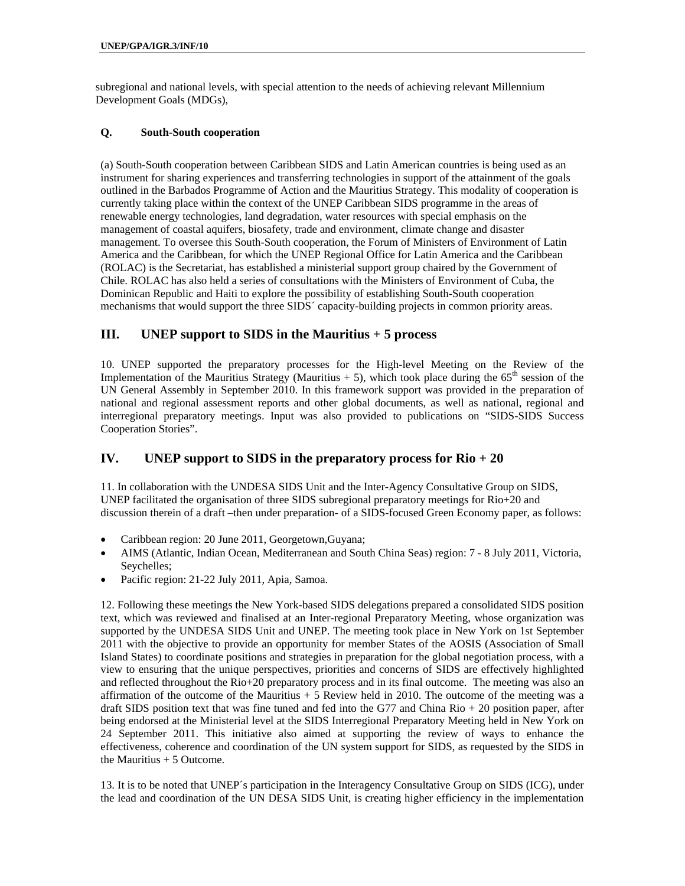subregional and national levels, with special attention to the needs of achieving relevant Millennium Development Goals (MDGs),

### Q. South-South cooperation

(a) South-South cooperation between Caribbean SIDS and Latin American countries is being used as an instrument for sharing experiences and transferring technologies in support of the attainment of the goals outlined in the Barbados Programme of Action and the Mauritius Strategy. This modality of cooperation is currently taking place within the context of the UNEP Caribbean SIDS programme in the areas of renewable energy technologies, land degradation, water resources with special emphasis on the management of coastal aquifers, biosafety, trade and environment, climate change and disaster management. To oversee this South-South cooperation, the Forum of Ministers of Environment of Latin America and the Caribbean, for which the UNEP Regional Office for Latin America and the Caribbean (ROLAC) is the Secretariat, has established a ministerial support group chaired by the Government of Chile. ROLAC has also held a series of consultations with the Ministers of Environment of Cuba, the Dominican Republic and Haiti to explore the possibility of establishing South-South cooperation mechanisms that would support the three SIDS´ capacity-building projects in common priority areas.

## III. UNEP support to SIDS in the Mauritius + 5 process

10. UNEP supported the preparatory processes for the High-level Meeting on the Review of the Implementation of the Mauritius Strategy (Mauritius + 5), which took place during the 65th session of the UN General Assembly in September 2010. In this framework support was provided in the preparation of national and regional assessment reports and other global documents, as well as national, regional and interregional preparatory meetings. Input was also provided to publications on "SIDS-SIDS Success Cooperation Stories".

## IV. UNEP support to SIDS in the preparatory process for Rio + 20

11. In collaboration with the UNDESA SIDS Unit and the Inter-Agency Consultative Group on SIDS, UNEP facilitated the organisation of three SIDS subregional preparatory meetings for Rio+20 and discussion therein of a draft –then under preparation- of a SIDS-focused Green Economy paper, as follows:

- Caribbean region: 20 June 2011, Georgetown,Guyana;
- AIMS (Atlantic, Indian Ocean, Mediterranean and South China Seas) region: 7 - 8 July 2011, Victoria, Seychelles;
- Pacific region: 21-22 July 2011, Apia, Samoa.

12. Following these meetings the New York-based SIDS delegations prepared a consolidated SIDS position text, which was reviewed and finalised at an Inter-regional Preparatory Meeting, whose organization was supported by the UNDESA SIDS Unit and UNEP. The meeting took place in New York on 1st September 2011 with the objective to provide an opportunity for member States of the AOSIS (Association of Small Island States) to coordinate positions and strategies in preparation for the global negotiation process, with a view to ensuring that the unique perspectives, priorities and concerns of SIDS are effectively highlighted and reflected throughout the Rio+20 preparatory process and in its final outcome. The meeting was also an affirmation of the outcome of the Mauritius + 5 Review held in 2010. The outcome of the meeting was a draft SIDS position text that was fine tuned and fed into the G77 and China Rio + 20 position paper, after being endorsed at the Ministerial level at the SIDS Interregional Preparatory Meeting held in New York on 24 September 2011. This initiative also aimed at supporting the review of ways to enhance the effectiveness, coherence and coordination of the UN system support for SIDS, as requested by the SIDS in the Mauritius + 5 Outcome.

13. It is to be noted that UNEP´s participation in the Interagency Consultative Group on SIDS (ICG), under the lead and coordination of the UN DESA SIDS Unit, is creating higher efficiency in the implementation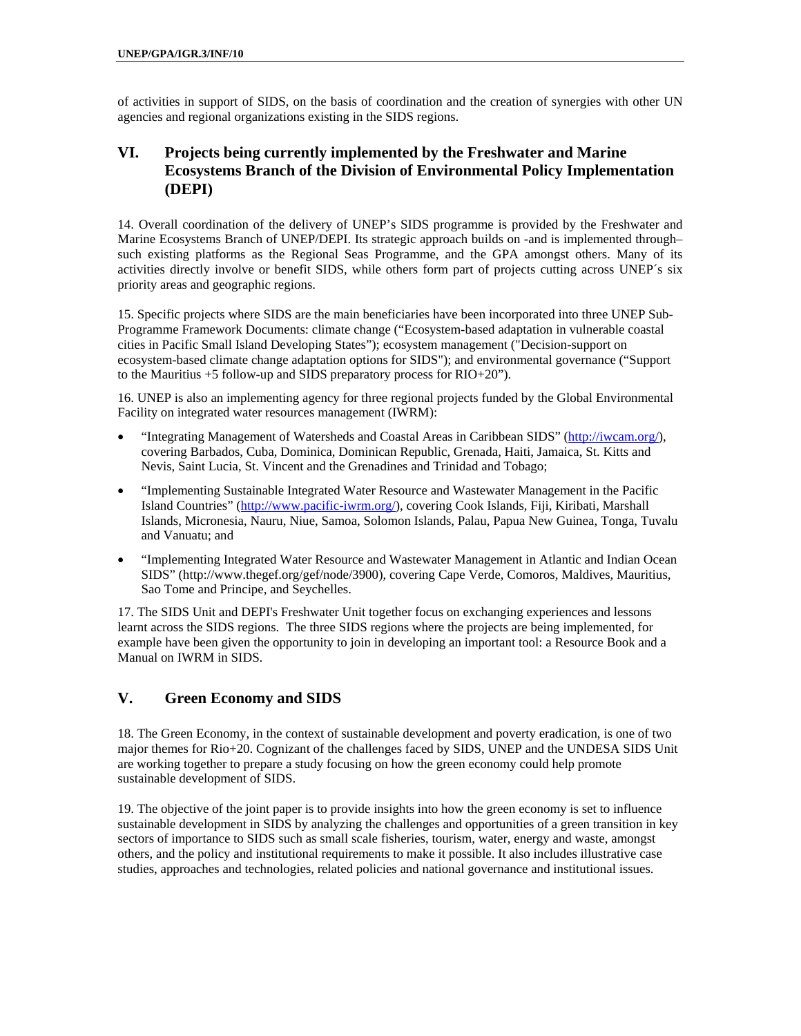of activities in support of SIDS, on the basis of coordination and the creation of synergies with other UN agencies and regional organizations existing in the SIDS regions.

## VI. Projects being currently implemented by the Freshwater and Marine Ecosystems Branch of the Division of Environmental Policy Implementation (DEPI)

14. Overall coordination of the delivery of UNEP's SIDS programme is provided by the Freshwater and Marine Ecosystems Branch of UNEP/DEPI. Its strategic approach builds on -and is implemented through– such existing platforms as the Regional Seas Programme, and the GPA amongst others. Many of its activities directly involve or benefit SIDS, while others form part of projects cutting across UNEP´s six priority areas and geographic regions.

15. Specific projects where SIDS are the main beneficiaries have been incorporated into three UNEP Sub-Programme Framework Documents: climate change ("Ecosystem-based adaptation in vulnerable coastal cities in Pacific Small Island Developing States"); ecosystem management ("Decision-support on ecosystem-based climate change adaptation options for SIDS"); and environmental governance ("Support to the Mauritius +5 follow-up and SIDS preparatory process for RIO+20").

16. UNEP is also an implementing agency for three regional projects funded by the Global Environmental Facility on integrated water resources management (IWRM):

- "Integrating Management of Watersheds and Coastal Areas in Caribbean SIDS" (http://iwcam.org/), covering Barbados, Cuba, Dominica, Dominican Republic, Grenada, Haiti, Jamaica, St. Kitts and Nevis, Saint Lucia, St. Vincent and the Grenadines and Trinidad and Tobago;
- "Implementing Sustainable Integrated Water Resource and Wastewater Management in the Pacific Island Countries" (http://www.pacific-iwrm.org/), covering Cook Islands, Fiji, Kiribati, Marshall Islands, Micronesia, Nauru, Niue, Samoa, Solomon Islands, Palau, Papua New Guinea, Tonga, Tuvalu and Vanuatu; and
- "Implementing Integrated Water Resource and Wastewater Management in Atlantic and Indian Ocean SIDS" (http://www.thegef.org/gef/node/3900), covering Cape Verde, Comoros, Maldives, Mauritius, Sao Tome and Principe, and Seychelles.

17. The SIDS Unit and DEPI's Freshwater Unit together focus on exchanging experiences and lessons learnt across the SIDS regions. The three SIDS regions where the projects are being implemented, for example have been given the opportunity to join in developing an important tool: a Resource Book and a Manual on IWRM in SIDS.

## V. Green Economy and SIDS

18. The Green Economy, in the context of sustainable development and poverty eradication, is one of two major themes for Rio+20. Cognizant of the challenges faced by SIDS, UNEP and the UNDESA SIDS Unit are working together to prepare a study focusing on how the green economy could help promote sustainable development of SIDS.

19. The objective of the joint paper is to provide insights into how the green economy is set to influence sustainable development in SIDS by analyzing the challenges and opportunities of a green transition in key sectors of importance to SIDS such as small scale fisheries, tourism, water, energy and waste, amongst others, and the policy and institutional requirements to make it possible. It also includes illustrative case studies, approaches and technologies, related policies and national governance and institutional issues.